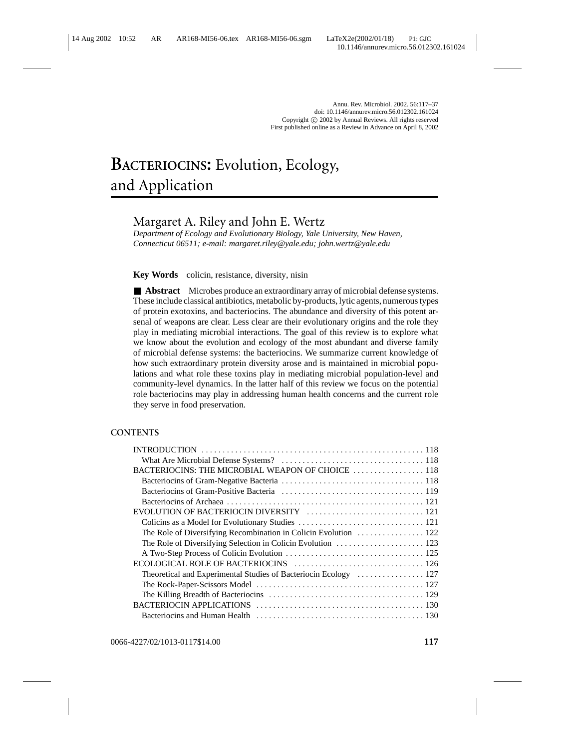Annu. Rev. Microbiol. 2002. 56:117–37
doi: 10.1146/annurev.micro.56.012302.161024
Copyright © 2002 by Annual Reviews. All rights reserved
First published online as a Review in Advance on April 8, 2002

# BACTERIOCINS: Evolution, Ecology, and Application

Margaret A. Riley and John E. Wertz

*Department of Ecology and Evolutionary Biology, Yale University, New Haven, Connecticut 06511; e-mail: margaret.riley@yale.edu; john.wertz@yale.edu*

**Key Words** colicin, resistance, diversity, nisin

■ **Abstract** Microbes produce an extraordinary array of microbial defense systems. These include classical antibiotics, metabolic by-products, lytic agents, numerous types of protein exotoxins, and bacteriocins. The abundance and diversity of this potent arsenal of weapons are clear. Less clear are their evolutionary origins and the role they play in mediating microbial interactions. The goal of this review is to explore what we know about the evolution and ecology of the most abundant and diverse family of microbial defense systems: the bacteriocins. We summarize current knowledge of how such extraordinary protein diversity arose and is maintained in microbial populations and what role these toxins play in mediating microbial population-level and community-level dynamics. In the latter half of this review we focus on the potential role bacteriocins may play in addressing human health concerns and the current role they serve in food preservation.

## CONTENTS

| | |
|---|---|
| INTRODUCTION | 118 |
| What Are Microbial Defense Systems? | 118 |
| BACTERIOCINS: THE MICROBIAL WEAPON OF CHOICE | 118 |
| Bacteriocins of Gram-Negative Bacteria | 118 |
| Bacteriocins of Gram-Positive Bacteria | 119 |
| Bacteriocins of Archaea | 121 |
| EVOLUTION OF BACTERIOCIN DIVERSITY | 121 |
| Colicins as a Model for Evolutionary Studies | 121 |
| The Role of Diversifying Recombination in Colicin Evolution | 122 |
| The Role of Diversifying Selection in Colicin Evolution | 123 |
| A Two-Step Process of Colicin Evolution | 125 |
| ECOLOGICAL ROLE OF BACTERIOCINS | 126 |
| Theoretical and Experimental Studies of Bacteriocin Ecology | 127 |
| The Rock-Paper-Scissors Model | 127 |
| The Killing Breadth of Bacteriocins | 129 |
| BACTERIOCIN APPLICATIONS | 130 |
| Bacteriocins and Human Health | 130 |

0066-4227/02/1013-0117$14.00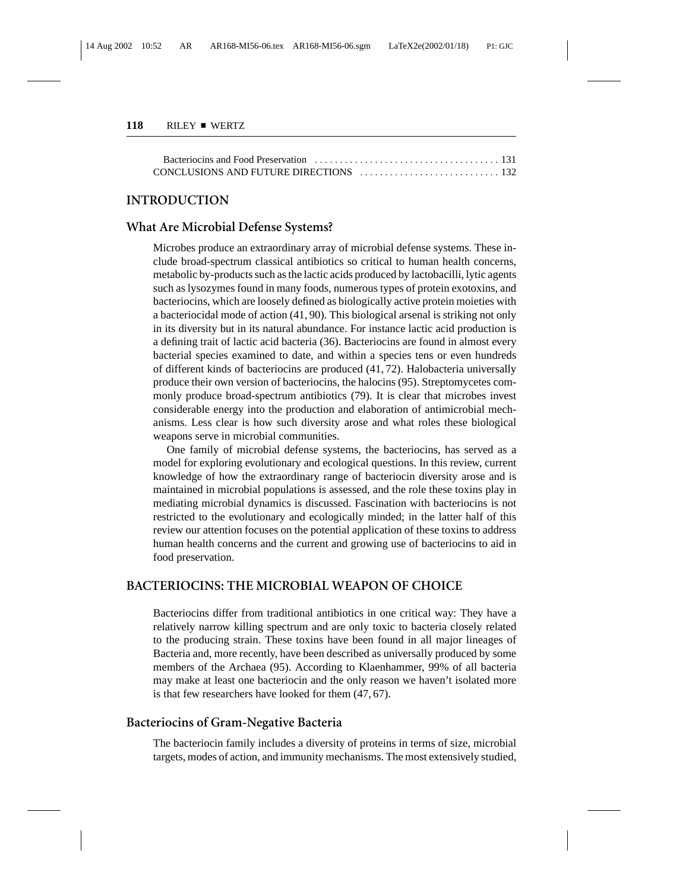Bacteriocins and Food Preservation ..................................... 131
CONCLUSIONS AND FUTURE DIRECTIONS ............................ 132

## INTRODUCTION

### What Are Microbial Defense Systems?

Microbes produce an extraordinary array of microbial defense systems. These include broad-spectrum classical antibiotics so critical to human health concerns, metabolic by-products such as the lactic acids produced by lactobacilli, lytic agents such as lysozymes found in many foods, numerous types of protein exotoxins, and bacteriocins, which are loosely defined as biologically active protein moieties with a bacteriocidal mode of action (41, 90). This biological arsenal is striking not only in its diversity but in its natural abundance. For instance lactic acid production is a defining trait of lactic acid bacteria (36). Bacteriocins are found in almost every bacterial species examined to date, and within a species tens or even hundreds of different kinds of bacteriocins are produced (41, 72). Halobacteria universally produce their own version of bacteriocins, the halocins (95). Streptomycetes commonly produce broad-spectrum antibiotics (79). It is clear that microbes invest considerable energy into the production and elaboration of antimicrobial mechanisms. Less clear is how such diversity arose and what roles these biological weapons serve in microbial communities.

One family of microbial defense systems, the bacteriocins, has served as a model for exploring evolutionary and ecological questions. In this review, current knowledge of how the extraordinary range of bacteriocin diversity arose and is maintained in microbial populations is assessed, and the role these toxins play in mediating microbial dynamics is discussed. Fascination with bacteriocins is not restricted to the evolutionary and ecologically minded; in the latter half of this review our attention focuses on the potential application of these toxins to address human health concerns and the current and growing use of bacteriocins to aid in food preservation.

## BACTERIOCINS: THE MICROBIAL WEAPON OF CHOICE

Bacteriocins differ from traditional antibiotics in one critical way: They have a relatively narrow killing spectrum and are only toxic to bacteria closely related to the producing strain. These toxins have been found in all major lineages of Bacteria and, more recently, have been described as universally produced by some members of the Archaea (95). According to Klaenhammer, 99% of all bacteria may make at least one bacteriocin and the only reason we haven't isolated more is that few researchers have looked for them (47, 67).

### Bacteriocins of Gram-Negative Bacteria

The bacteriocin family includes a diversity of proteins in terms of size, microbial targets, modes of action, and immunity mechanisms. The most extensively studied,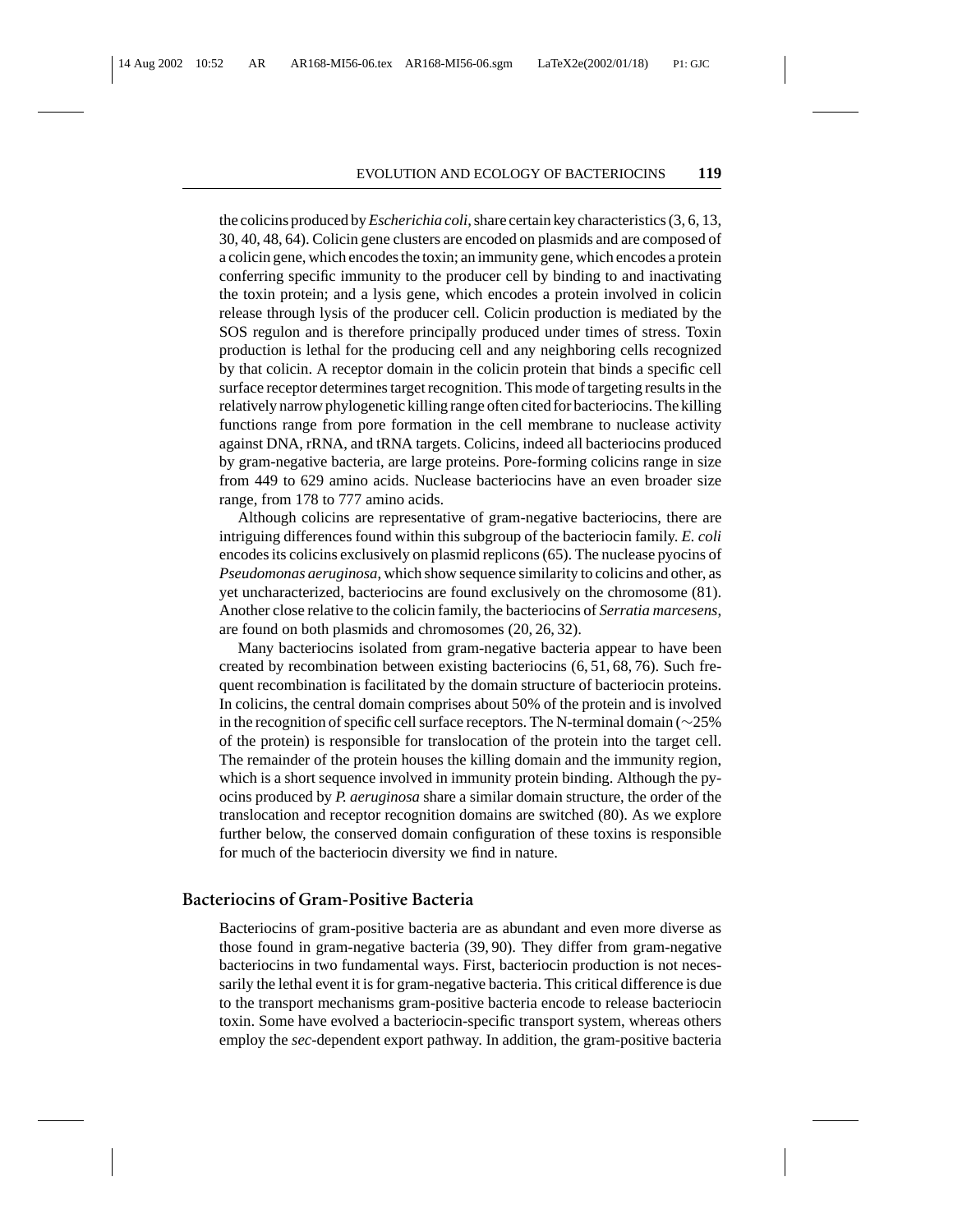the colicins produced by *Escherichia coli*, share certain key characteristics (3, 6, 13, 30, 40, 48, 64). Colicin gene clusters are encoded on plasmids and are composed of a colicin gene, which encodes the toxin; an immunity gene, which encodes a protein conferring specific immunity to the producer cell by binding to and inactivating the toxin protein; and a lysis gene, which encodes a protein involved in colicin release through lysis of the producer cell. Colicin production is mediated by the SOS regulon and is therefore principally produced under times of stress. Toxin production is lethal for the producing cell and any neighboring cells recognized by that colicin. A receptor domain in the colicin protein that binds a specific cell surface receptor determines target recognition. This mode of targeting results in the relatively narrow phylogenetic killing range often cited for bacteriocins. The killing functions range from pore formation in the cell membrane to nuclease activity against DNA, rRNA, and tRNA targets. Colicins, indeed all bacteriocins produced by gram-negative bacteria, are large proteins. Pore-forming colicins range in size from 449 to 629 amino acids. Nuclease bacteriocins have an even broader size range, from 178 to 777 amino acids.

Although colicins are representative of gram-negative bacteriocins, there are intriguing differences found within this subgroup of the bacteriocin family. *E. coli* encodes its colicins exclusively on plasmid replicons (65). The nuclease pyocins of *Pseudomonas aeruginosa*, which show sequence similarity to colicins and other, as yet uncharacterized, bacteriocins are found exclusively on the chromosome (81). Another close relative to the colicin family, the bacteriocins of *Serratia marcesens*, are found on both plasmids and chromosomes (20, 26, 32).

Many bacteriocins isolated from gram-negative bacteria appear to have been created by recombination between existing bacteriocins (6, 51, 68, 76). Such frequent recombination is facilitated by the domain structure of bacteriocin proteins. In colicins, the central domain comprises about 50% of the protein and is involved in the recognition of specific cell surface receptors. The N-terminal domain (~25% of the protein) is responsible for translocation of the protein into the target cell. The remainder of the protein houses the killing domain and the immunity region, which is a short sequence involved in immunity protein binding. Although the pyocins produced by *P. aeruginosa* share a similar domain structure, the order of the translocation and receptor recognition domains are switched (80). As we explore further below, the conserved domain configuration of these toxins is responsible for much of the bacteriocin diversity we find in nature.

## Bacteriocins of Gram-Positive Bacteria

Bacteriocins of gram-positive bacteria are as abundant and even more diverse as those found in gram-negative bacteria (39, 90). They differ from gram-negative bacteriocins in two fundamental ways. First, bacteriocin production is not necessarily the lethal event it is for gram-negative bacteria. This critical difference is due to the transport mechanisms gram-positive bacteria encode to release bacteriocin toxin. Some have evolved a bacteriocin-specific transport system, whereas others employ the *sec*-dependent export pathway. In addition, the gram-positive bacteria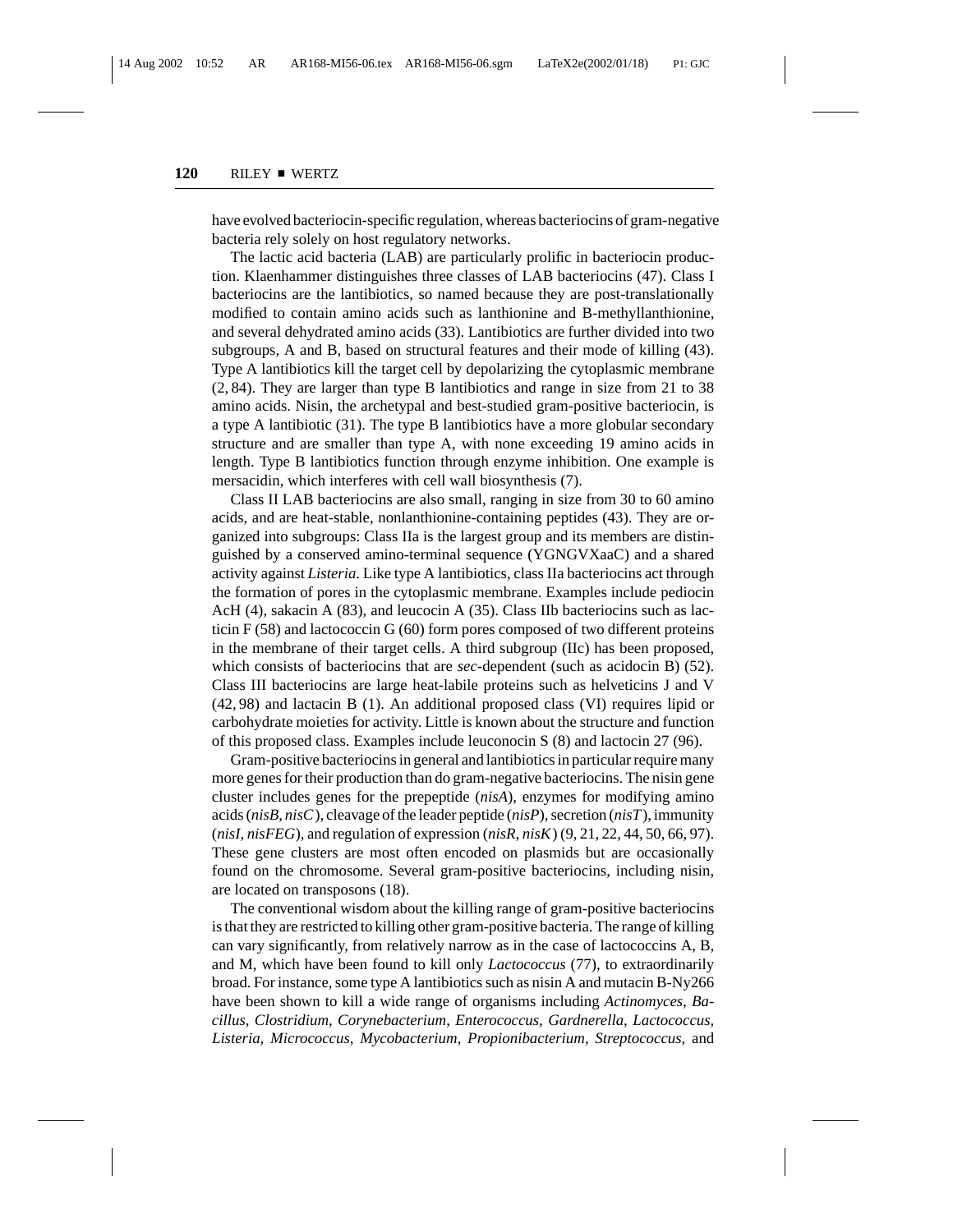have evolved bacteriocin-specific regulation, whereas bacteriocins of gram-negative bacteria rely solely on host regulatory networks.

The lactic acid bacteria (LAB) are particularly prolific in bacteriocin production. Klaenhammer distinguishes three classes of LAB bacteriocins (47). Class I bacteriocins are the lantibiotics, so named because they are post-translationally modified to contain amino acids such as lanthionine and B-methyllanthionine, and several dehydrated amino acids (33). Lantibiotics are further divided into two subgroups, A and B, based on structural features and their mode of killing (43). Type A lantibiotics kill the target cell by depolarizing the cytoplasmic membrane (2, 84). They are larger than type B lantibiotics and range in size from 21 to 38 amino acids. Nisin, the archetypal and best-studied gram-positive bacteriocin, is a type A lantibiotic (31). The type B lantibiotics have a more globular secondary structure and are smaller than type A, with none exceeding 19 amino acids in length. Type B lantibiotics function through enzyme inhibition. One example is mersacidin, which interferes with cell wall biosynthesis (7).

Class II LAB bacteriocins are also small, ranging in size from 30 to 60 amino acids, and are heat-stable, nonlanthionine-containing peptides (43). They are organized into subgroups: Class IIa is the largest group and its members are distinguished by a conserved amino-terminal sequence (YGNGVXaaC) and a shared activity against *Listeria*. Like type A lantibiotics, class IIa bacteriocins act through the formation of pores in the cytoplasmic membrane. Examples include pediocin AcH (4), sakacin A (83), and leucocin A (35). Class IIb bacteriocins such as lacticin F (58) and lactococcin G (60) form pores composed of two different proteins in the membrane of their target cells. A third subgroup (IIc) has been proposed, which consists of bacteriocins that are *sec*-dependent (such as acidocin B) (52). Class III bacteriocins are large heat-labile proteins such as helveticins J and V (42, 98) and lactacin B (1). An additional proposed class (VI) requires lipid or carbohydrate moieties for activity. Little is known about the structure and function of this proposed class. Examples include leuconocin S (8) and lactocin 27 (96).

Gram-positive bacteriocins in general and lantibiotics in particular require many more genes for their production than do gram-negative bacteriocins. The nisin gene cluster includes genes for the prepeptide (*nisA*), enzymes for modifying amino acids (*nisB*, *nisC*), cleavage of the leader peptide (*nisP*), secretion (*nisT*), immunity (*nisI*, *nisFEG*), and regulation of expression (*nisR*, *nisK*) (9, 21, 22, 44, 50, 66, 97). These gene clusters are most often encoded on plasmids but are occasionally found on the chromosome. Several gram-positive bacteriocins, including nisin, are located on transposons (18).

The conventional wisdom about the killing range of gram-positive bacteriocins is that they are restricted to killing other gram-positive bacteria. The range of killing can vary significantly, from relatively narrow as in the case of lactococcins A, B, and M, which have been found to kill only *Lactococcus* (77), to extraordinarily broad. For instance, some type A lantibiotics such as nisin A and mutacin B-Ny266 have been shown to kill a wide range of organisms including *Actinomyces*, *Bacillus*, *Clostridium*, *Corynebacterium*, *Enterococcus*, *Gardnerella*, *Lactococcus*, *Listeria*, *Micrococcus*, *Mycobacterium*, *Propionibacterium*, *Streptococcus*, and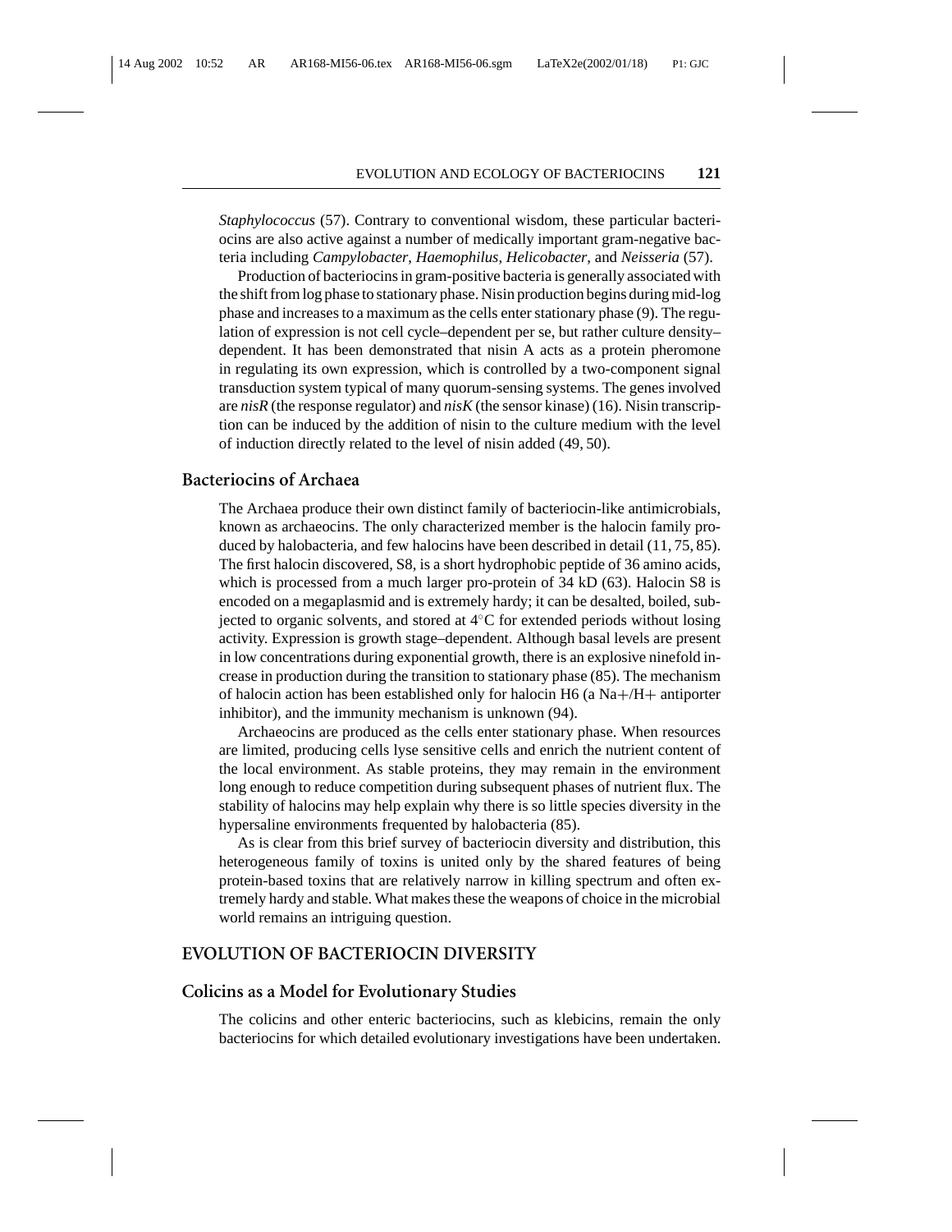*Staphylococcus* (57). Contrary to conventional wisdom, these particular bacteriocins are also active against a number of medically important gram-negative bacteria including *Campylobacter*, *Haemophilus*, *Helicobacter*, and *Neisseria* (57).

Production of bacteriocins in gram-positive bacteria is generally associated with the shift from log phase to stationary phase. Nisin production begins during mid-log phase and increases to a maximum as the cells enter stationary phase (9). The regulation of expression is not cell cycle–dependent per se, but rather culture density–dependent. It has been demonstrated that nisin A acts as a protein pheromone in regulating its own expression, which is controlled by a two-component signal transduction system typical of many quorum-sensing systems. The genes involved are *nisR* (the response regulator) and *nisK* (the sensor kinase) (16). Nisin transcription can be induced by the addition of nisin to the culture medium with the level of induction directly related to the level of nisin added (49, 50).

## Bacteriocins of Archaea

The Archaea produce their own distinct family of bacteriocin-like antimicrobials, known as archaeocins. The only characterized member is the halocin family produced by halobacteria, and few halocins have been described in detail (11, 75, 85). The first halocin discovered, S8, is a short hydrophobic peptide of 36 amino acids, which is processed from a much larger pro-protein of 34 kD (63). Halocin S8 is encoded on a megaplasmid and is extremely hardy; it can be desalted, boiled, subjected to organic solvents, and stored at 4°C for extended periods without losing activity. Expression is growth stage–dependent. Although basal levels are present in low concentrations during exponential growth, there is an explosive ninefold increase in production during the transition to stationary phase (85). The mechanism of halocin action has been established only for halocin H6 (a $Na^+/H^+$ antiporter inhibitor), and the immunity mechanism is unknown (94).

Archaeocins are produced as the cells enter stationary phase. When resources are limited, producing cells lyse sensitive cells and enrich the nutrient content of the local environment. As stable proteins, they may remain in the environment long enough to reduce competition during subsequent phases of nutrient flux. The stability of halocins may help explain why there is so little species diversity in the hypersaline environments frequented by halobacteria (85).

As is clear from this brief survey of bacteriocin diversity and distribution, this heterogeneous family of toxins is united only by the shared features of being protein-based toxins that are relatively narrow in killing spectrum and often extremely hardy and stable. What makes these the weapons of choice in the microbial world remains an intriguing question.

# EVOLUTION OF BACTERIOCIN DIVERSITY

## Colicins as a Model for Evolutionary Studies

The colicins and other enteric bacteriocins, such as klebicins, remain the only bacteriocins for which detailed evolutionary investigations have been undertaken.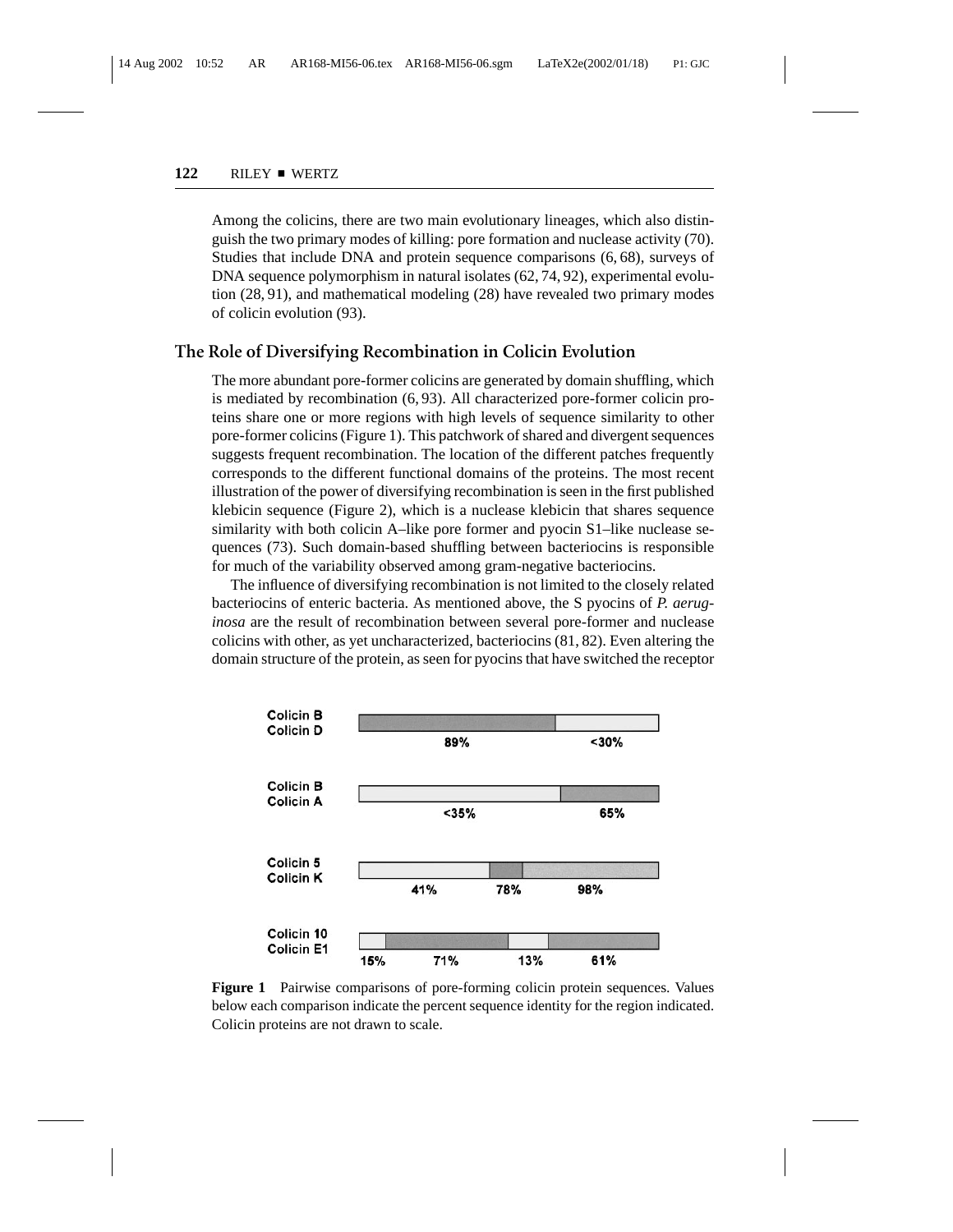Among the colicins, there are two main evolutionary lineages, which also distinguish the two primary modes of killing: pore formation and nuclease activity (70). Studies that include DNA and protein sequence comparisons (6, 68), surveys of DNA sequence polymorphism in natural isolates (62, 74, 92), experimental evolution (28, 91), and mathematical modeling (28) have revealed two primary modes of colicin evolution (93).

## The Role of Diversifying Recombination in Colicin Evolution

The more abundant pore-former colicins are generated by domain shuffling, which is mediated by recombination (6, 93). All characterized pore-former colicin proteins share one or more regions with high levels of sequence similarity to other pore-former colicins (Figure 1). This patchwork of shared and divergent sequences suggests frequent recombination. The location of the different patches frequently corresponds to the different functional domains of the proteins. The most recent illustration of the power of diversifying recombination is seen in the first published klebicin sequence (Figure 2), which is a nuclease klebicin that shares sequence similarity with both colicin A–like pore former and pyocin S1–like nuclease sequences (73). Such domain-based shuffling between bacteriocins is responsible for much of the variability observed among gram-negative bacteriocins.

The influence of diversifying recombination is not limited to the closely related bacteriocins of enteric bacteria. As mentioned above, the S pyocins of *P. aeruginosa* are the result of recombination between several pore-former and nuclease colicins with other, as yet uncharacterized, bacteriocins (81, 82). Even altering the domain structure of the protein, as seen for pyocins that have switched the receptor

| Comparison | Region percent identities |
| --- | --- |
| Colicin B / Colicin D | 89%, <30% |
| Colicin B / Colicin A | <35%, 65% |
| Colicin 5 / Colicin K | 41%, 78%, 98% |
| Colicin 10 / Colicin E1 | 15%, 71%, 13%, 61% |

**Figure 1** Pairwise comparisons of pore-forming colicin protein sequences. Values below each comparison indicate the percent sequence identity for the region indicated. Colicin proteins are not drawn to scale.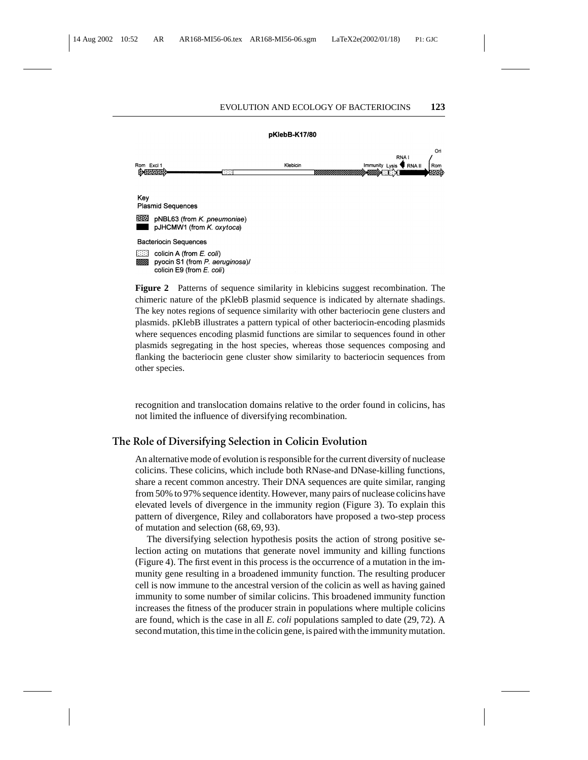pKlebB-K17/80

Rom Excl 1 Klebicin Immunity Lysis RNA I RNA II Ori Rom

Key
Plasmid Sequences

pNBL63 (from *K. pneumoniae*)
pJHCMW1 (from *K. oxytoca*)

Bacteriocin Sequences

colicin A (from *E. coli*)
pyocin S1 (from *P. aeruginosa*)/
colicin E9 (from *E. coli*)

**Figure 2** Patterns of sequence similarity in klebicins suggest recombination. The chimeric nature of the pKlebB plasmid sequence is indicated by alternate shadings. The key notes regions of sequence similarity with other bacteriocin gene clusters and plasmids. pKlebB illustrates a pattern typical of other bacteriocin-encoding plasmids where sequences encoding plasmid functions are similar to sequences found in other plasmids segregating in the host species, whereas those sequences composing and flanking the bacteriocin gene cluster show similarity to bacteriocin sequences from other species.

recognition and translocation domains relative to the order found in colicins, has not limited the influence of diversifying recombination.

## The Role of Diversifying Selection in Colicin Evolution

An alternative mode of evolution is responsible for the current diversity of nuclease colicins. These colicins, which include both RNase-and DNase-killing functions, share a recent common ancestry. Their DNA sequences are quite similar, ranging from 50% to 97% sequence identity. However, many pairs of nuclease colicins have elevated levels of divergence in the immunity region (Figure 3). To explain this pattern of divergence, Riley and collaborators have proposed a two-step process of mutation and selection (68, 69, 93).

The diversifying selection hypothesis posits the action of strong positive selection acting on mutations that generate novel immunity and killing functions (Figure 4). The first event in this process is the occurrence of a mutation in the immunity gene resulting in a broadened immunity function. The resulting producer cell is now immune to the ancestral version of the colicin as well as having gained immunity to some number of similar colicins. This broadened immunity function increases the fitness of the producer strain in populations where multiple colicins are found, which is the case in all *E. coli* populations sampled to date (29, 72). A second mutation, this time in the colicin gene, is paired with the immunity mutation.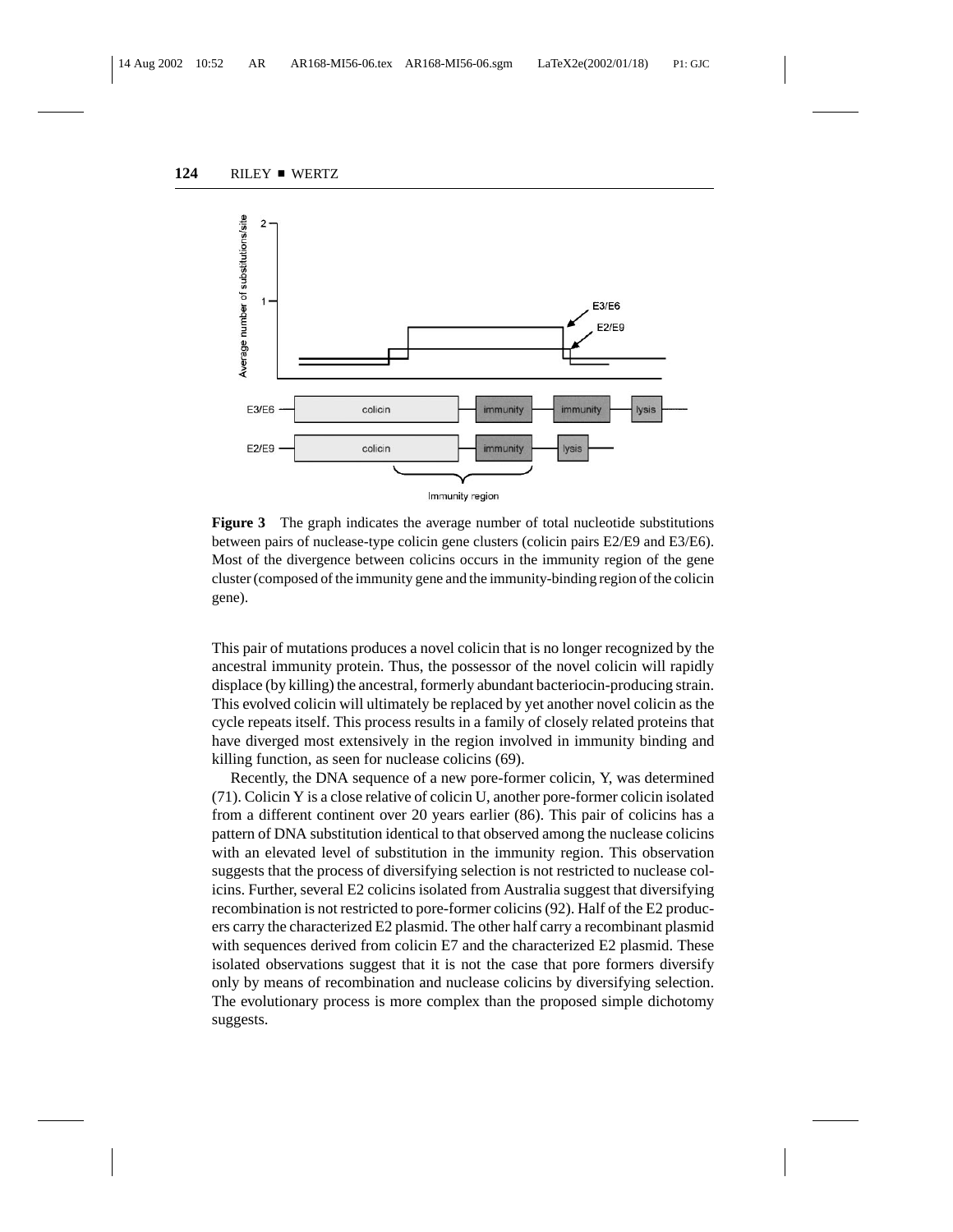**Figure 3** The graph indicates the average number of total nucleotide substitutions between pairs of nuclease-type colicin gene clusters (colicin pairs E2/E9 and E3/E6). Most of the divergence between colicins occurs in the immunity region of the gene cluster (composed of the immunity gene and the immunity-binding region of the colicin gene).

This pair of mutations produces a novel colicin that is no longer recognized by the ancestral immunity protein. Thus, the possessor of the novel colicin will rapidly displace (by killing) the ancestral, formerly abundant bacteriocin-producing strain. This evolved colicin will ultimately be replaced by yet another novel colicin as the cycle repeats itself. This process results in a family of closely related proteins that have diverged most extensively in the region involved in immunity binding and killing function, as seen for nuclease colicins (69).

Recently, the DNA sequence of a new pore-former colicin, Y, was determined (71). Colicin Y is a close relative of colicin U, another pore-former colicin isolated from a different continent over 20 years earlier (86). This pair of colicins has a pattern of DNA substitution identical to that observed among the nuclease colicins with an elevated level of substitution in the immunity region. This observation suggests that the process of diversifying selection is not restricted to nuclease colicins. Further, several E2 colicins isolated from Australia suggest that diversifying recombination is not restricted to pore-former colicins (92). Half of the E2 producers carry the characterized E2 plasmid. The other half carry a recombinant plasmid with sequences derived from colicin E7 and the characterized E2 plasmid. These isolated observations suggest that it is not the case that pore formers diversify only by means of recombination and nuclease colicins by diversifying selection. The evolutionary process is more complex than the proposed simple dichotomy suggests.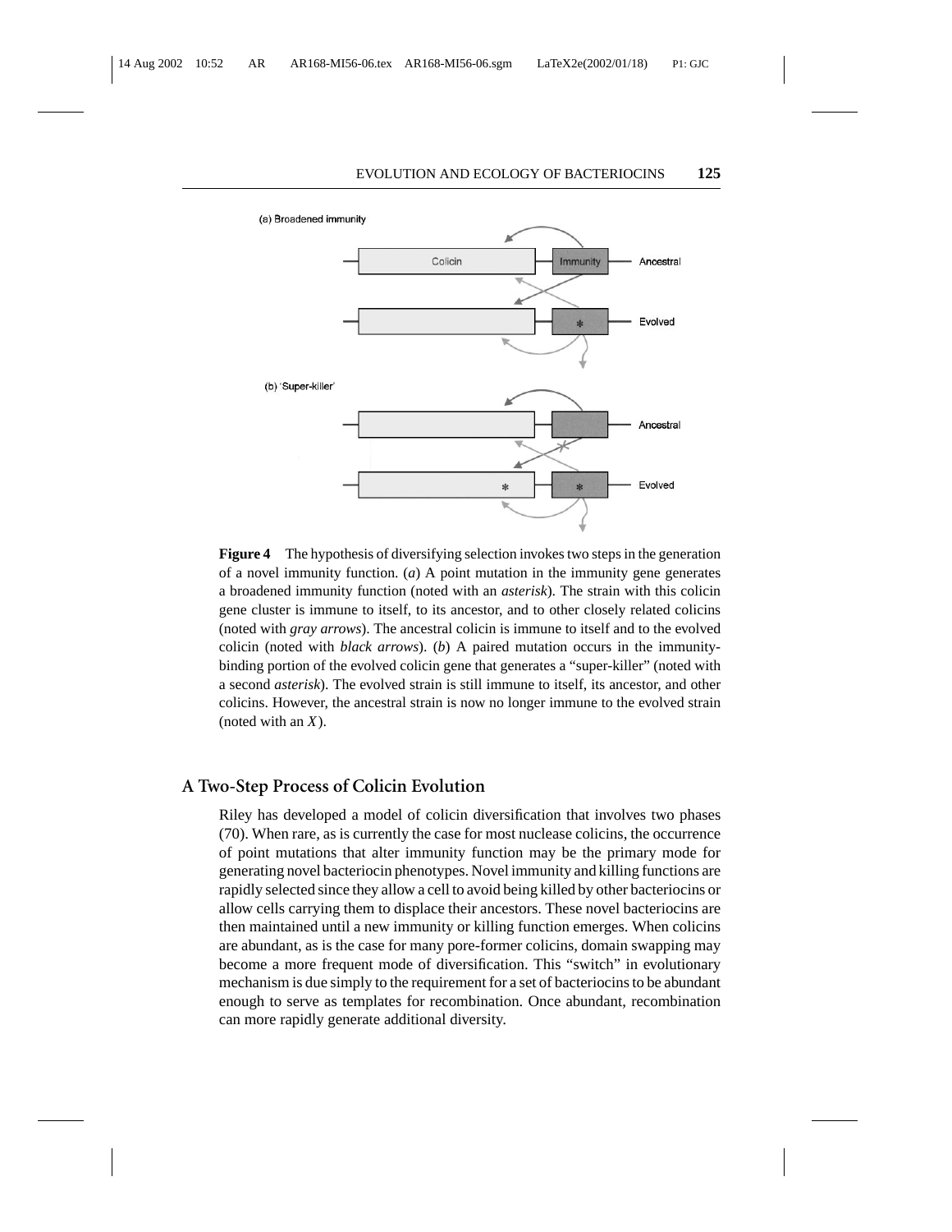**Figure 4** The hypothesis of diversifying selection invokes two steps in the generation of a novel immunity function. (*a*) A point mutation in the immunity gene generates a broadened immunity function (noted with an *asterisk*). The strain with this colicin gene cluster is immune to itself, to its ancestor, and to other closely related colicins (noted with *gray arrows*). The ancestral colicin is immune to itself and to the evolved colicin (noted with *black arrows*). (*b*) A paired mutation occurs in the immunity-binding portion of the evolved colicin gene that generates a "super-killer" (noted with a second *asterisk*). The evolved strain is still immune to itself, its ancestor, and other colicins. However, the ancestral strain is now no longer immune to the evolved strain (noted with an *X*).

## A Two-Step Process of Colicin Evolution

Riley has developed a model of colicin diversification that involves two phases (70). When rare, as is currently the case for most nuclease colicins, the occurrence of point mutations that alter immunity function may be the primary mode for generating novel bacteriocin phenotypes. Novel immunity and killing functions are rapidly selected since they allow a cell to avoid being killed by other bacteriocins or allow cells carrying them to displace their ancestors. These novel bacteriocins are then maintained until a new immunity or killing function emerges. When colicins are abundant, as is the case for many pore-former colicins, domain swapping may become a more frequent mode of diversification. This "switch" in evolutionary mechanism is due simply to the requirement for a set of bacteriocins to be abundant enough to serve as templates for recombination. Once abundant, recombination can more rapidly generate additional diversity.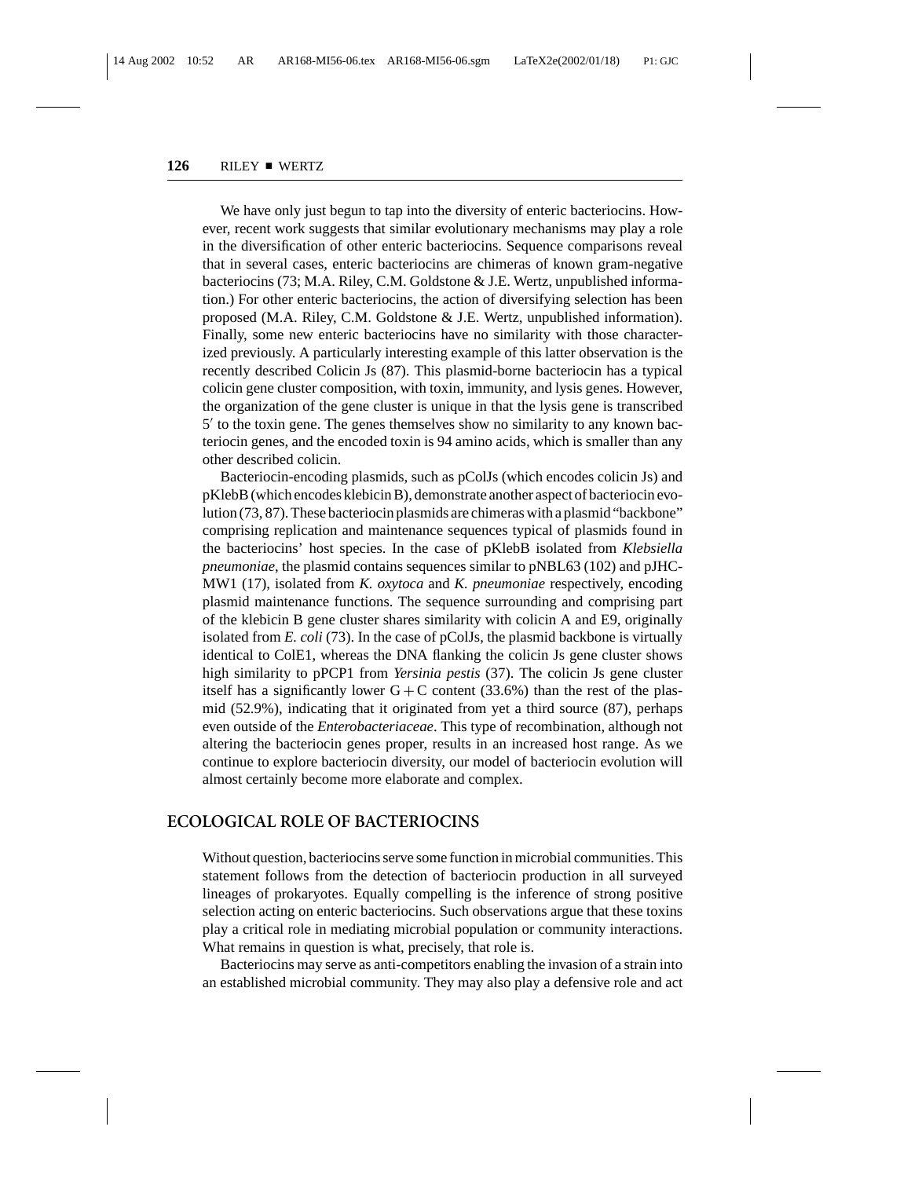We have only just begun to tap into the diversity of enteric bacteriocins. However, recent work suggests that similar evolutionary mechanisms may play a role in the diversification of other enteric bacteriocins. Sequence comparisons reveal that in several cases, enteric bacteriocins are chimeras of known gram-negative bacteriocins (73; M.A. Riley, C.M. Goldstone & J.E. Wertz, unpublished information.) For other enteric bacteriocins, the action of diversifying selection has been proposed (M.A. Riley, C.M. Goldstone & J.E. Wertz, unpublished information). Finally, some new enteric bacteriocins have no similarity with those characterized previously. A particularly interesting example of this latter observation is the recently described Colicin Js (87). This plasmid-borne bacteriocin has a typical colicin gene cluster composition, with toxin, immunity, and lysis genes. However, the organization of the gene cluster is unique in that the lysis gene is transcribed $5'$ to the toxin gene. The genes themselves show no similarity to any known bacteriocin genes, and the encoded toxin is 94 amino acids, which is smaller than any other described colicin.

Bacteriocin-encoding plasmids, such as pColJs (which encodes colicin Js) and pKlebB (which encodes klebicin B), demonstrate another aspect of bacteriocin evolution (73, 87). These bacteriocin plasmids are chimeras with a plasmid "backbone" comprising replication and maintenance sequences typical of plasmids found in the bacteriocins' host species. In the case of pKlebB isolated from *Klebsiella pneumoniae*, the plasmid contains sequences similar to pNBL63 (102) and pJHC-MW1 (17), isolated from *K. oxytoca* and *K. pneumoniae* respectively, encoding plasmid maintenance functions. The sequence surrounding and comprising part of the klebicin B gene cluster shares similarity with colicin A and E9, originally isolated from *E. coli* (73). In the case of pColJs, the plasmid backbone is virtually identical to ColE1, whereas the DNA flanking the colicin Js gene cluster shows high similarity to pPCP1 from *Yersinia pestis* (37). The colicin Js gene cluster itself has a significantly lower $G + C$ content (33.6%) than the rest of the plasmid (52.9%), indicating that it originated from yet a third source (87), perhaps even outside of the *Enterobacteriaceae*. This type of recombination, although not altering the bacteriocin genes proper, results in an increased host range. As we continue to explore bacteriocin diversity, our model of bacteriocin evolution will almost certainly become more elaborate and complex.

## ECOLOGICAL ROLE OF BACTERIOCINS

Without question, bacteriocins serve some function in microbial communities. This statement follows from the detection of bacteriocin production in all surveyed lineages of prokaryotes. Equally compelling is the inference of strong positive selection acting on enteric bacteriocins. Such observations argue that these toxins play a critical role in mediating microbial population or community interactions. What remains in question is what, precisely, that role is.

Bacteriocins may serve as anti-competitors enabling the invasion of a strain into an established microbial community. They may also play a defensive role and act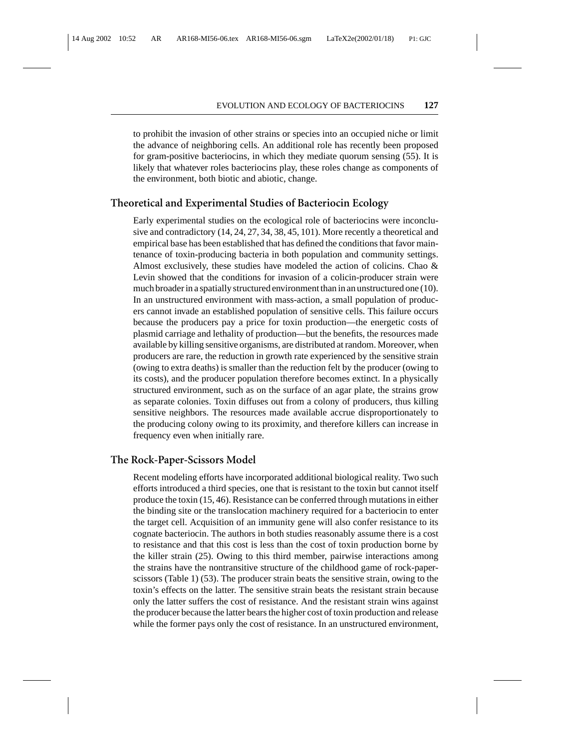to prohibit the invasion of other strains or species into an occupied niche or limit the advance of neighboring cells. An additional role has recently been proposed for gram-positive bacteriocins, in which they mediate quorum sensing (55). It is likely that whatever roles bacteriocins play, these roles change as components of the environment, both biotic and abiotic, change.

## Theoretical and Experimental Studies of Bacteriocin Ecology

Early experimental studies on the ecological role of bacteriocins were inconclusive and contradictory (14, 24, 27, 34, 38, 45, 101). More recently a theoretical and empirical base has been established that has defined the conditions that favor maintenance of toxin-producing bacteria in both population and community settings. Almost exclusively, these studies have modeled the action of colicins. Chao & Levin showed that the conditions for invasion of a colicin-producer strain were much broader in a spatially structured environment than in an unstructured one (10). In an unstructured environment with mass-action, a small population of producers cannot invade an established population of sensitive cells. This failure occurs because the producers pay a price for toxin production—the energetic costs of plasmid carriage and lethality of production—but the benefits, the resources made available by killing sensitive organisms, are distributed at random. Moreover, when producers are rare, the reduction in growth rate experienced by the sensitive strain (owing to extra deaths) is smaller than the reduction felt by the producer (owing to its costs), and the producer population therefore becomes extinct. In a physically structured environment, such as on the surface of an agar plate, the strains grow as separate colonies. Toxin diffuses out from a colony of producers, thus killing sensitive neighbors. The resources made available accrue disproportionately to the producing colony owing to its proximity, and therefore killers can increase in frequency even when initially rare.

## The Rock-Paper-Scissors Model

Recent modeling efforts have incorporated additional biological reality. Two such efforts introduced a third species, one that is resistant to the toxin but cannot itself produce the toxin (15, 46). Resistance can be conferred through mutations in either the binding site or the translocation machinery required for a bacteriocin to enter the target cell. Acquisition of an immunity gene will also confer resistance to its cognate bacteriocin. The authors in both studies reasonably assume there is a cost to resistance and that this cost is less than the cost of toxin production borne by the killer strain (25). Owing to this third member, pairwise interactions among the strains have the nontransitive structure of the childhood game of rock-paper-scissors (Table 1) (53). The producer strain beats the sensitive strain, owing to the toxin's effects on the latter. The sensitive strain beats the resistant strain because only the latter suffers the cost of resistance. And the resistant strain wins against the producer because the latter bears the higher cost of toxin production and release while the former pays only the cost of resistance. In an unstructured environment,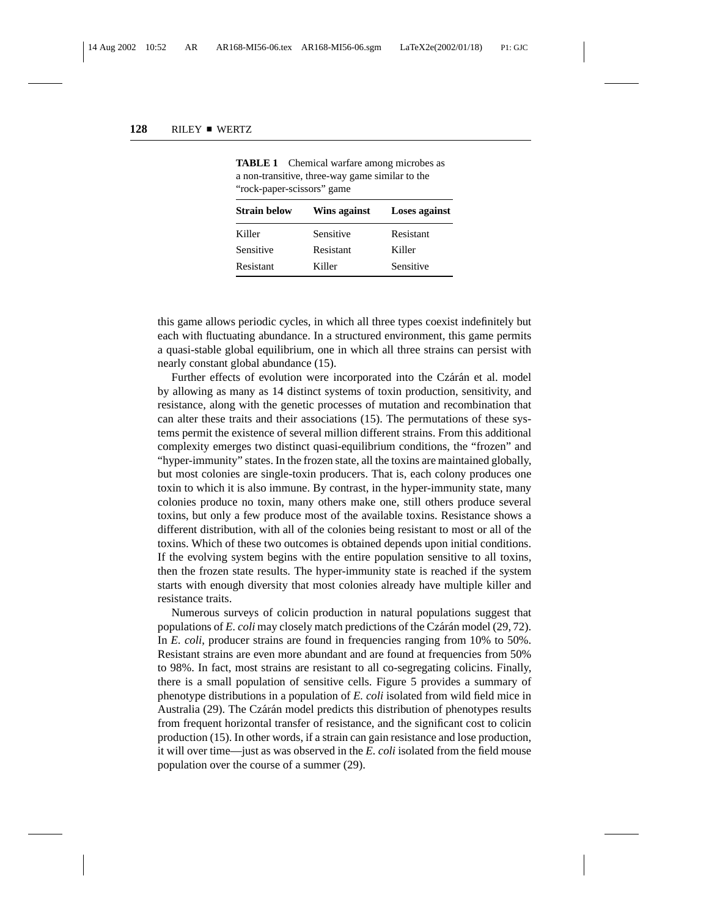**TABLE 1** Chemical warfare among microbes as a non-transitive, three-way game similar to the "rock-paper-scissors" game

| Strain below | Wins against | Loses against |
|---|---|---|
| Killer | Sensitive | Resistant |
| Sensitive | Resistant | Killer |
| Resistant | Killer | Sensitive |

this game allows periodic cycles, in which all three types coexist indefinitely but each with fluctuating abundance. In a structured environment, this game permits a quasi-stable global equilibrium, one in which all three strains can persist with nearly constant global abundance (15).

Further effects of evolution were incorporated into the Czárán et al. model by allowing as many as 14 distinct systems of toxin production, sensitivity, and resistance, along with the genetic processes of mutation and recombination that can alter these traits and their associations (15). The permutations of these systems permit the existence of several million different strains. From this additional complexity emerges two distinct quasi-equilibrium conditions, the "frozen" and "hyper-immunity" states. In the frozen state, all the toxins are maintained globally, but most colonies are single-toxin producers. That is, each colony produces one toxin to which it is also immune. By contrast, in the hyper-immunity state, many colonies produce no toxin, many others make one, still others produce several toxins, but only a few produce most of the available toxins. Resistance shows a different distribution, with all of the colonies being resistant to most or all of the toxins. Which of these two outcomes is obtained depends upon initial conditions. If the evolving system begins with the entire population sensitive to all toxins, then the frozen state results. The hyper-immunity state is reached if the system starts with enough diversity that most colonies already have multiple killer and resistance traits.

Numerous surveys of colicin production in natural populations suggest that populations of *E. coli* may closely match predictions of the Czárán model (29, 72). In *E. coli*, producer strains are found in frequencies ranging from 10% to 50%. Resistant strains are even more abundant and are found at frequencies from 50% to 98%. In fact, most strains are resistant to all co-segregating colicins. Finally, there is a small population of sensitive cells. Figure 5 provides a summary of phenotype distributions in a population of *E. coli* isolated from wild field mice in Australia (29). The Czárán model predicts this distribution of phenotypes results from frequent horizontal transfer of resistance, and the significant cost to colicin production (15). In other words, if a strain can gain resistance and lose production, it will over time—just as was observed in the *E. coli* isolated from the field mouse population over the course of a summer (29).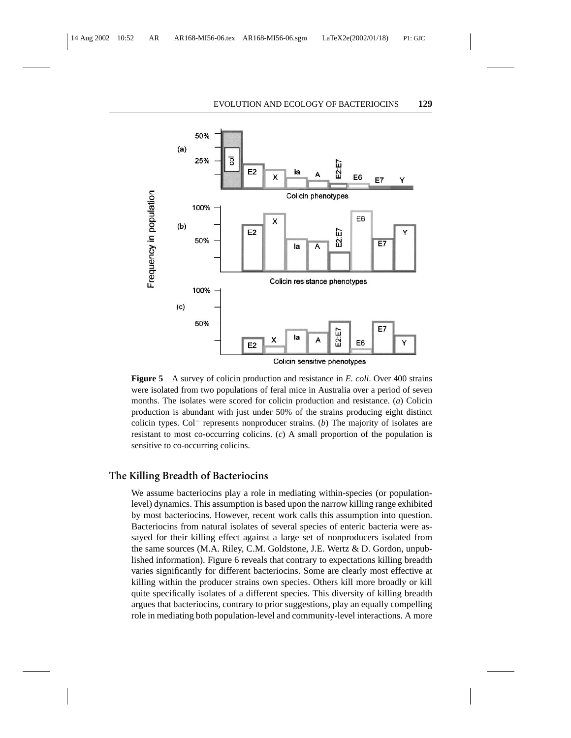**Figure 5** A survey of colicin production and resistance in *E. coli*. Over 400 strains were isolated from two populations of feral mice in Australia over a period of seven months. The isolates were scored for colicin production and resistance. (*a*) Colicin production is abundant with just under 50% of the strains producing eight distinct colicin types. Col$^{-}$ represents nonproducer strains. (*b*) The majority of isolates are resistant to most co-occurring colicins. (*c*) A small proportion of the population is sensitive to co-occurring colicins.

## The Killing Breadth of Bacteriocins

We assume bacteriocins play a role in mediating within-species (or population-level) dynamics. This assumption is based upon the narrow killing range exhibited by most bacteriocins. However, recent work calls this assumption into question. Bacteriocins from natural isolates of several species of enteric bacteria were assayed for their killing effect against a large set of nonproducers isolated from the same sources (M.A. Riley, C.M. Goldstone, J.E. Wertz & D. Gordon, unpublished information). Figure 6 reveals that contrary to expectations killing breadth varies significantly for different bacteriocins. Some are clearly most effective at killing within the producer strains own species. Others kill more broadly or kill quite specifically isolates of a different species. This diversity of killing breadth argues that bacteriocins, contrary to prior suggestions, play an equally compelling role in mediating both population-level and community-level interactions. A more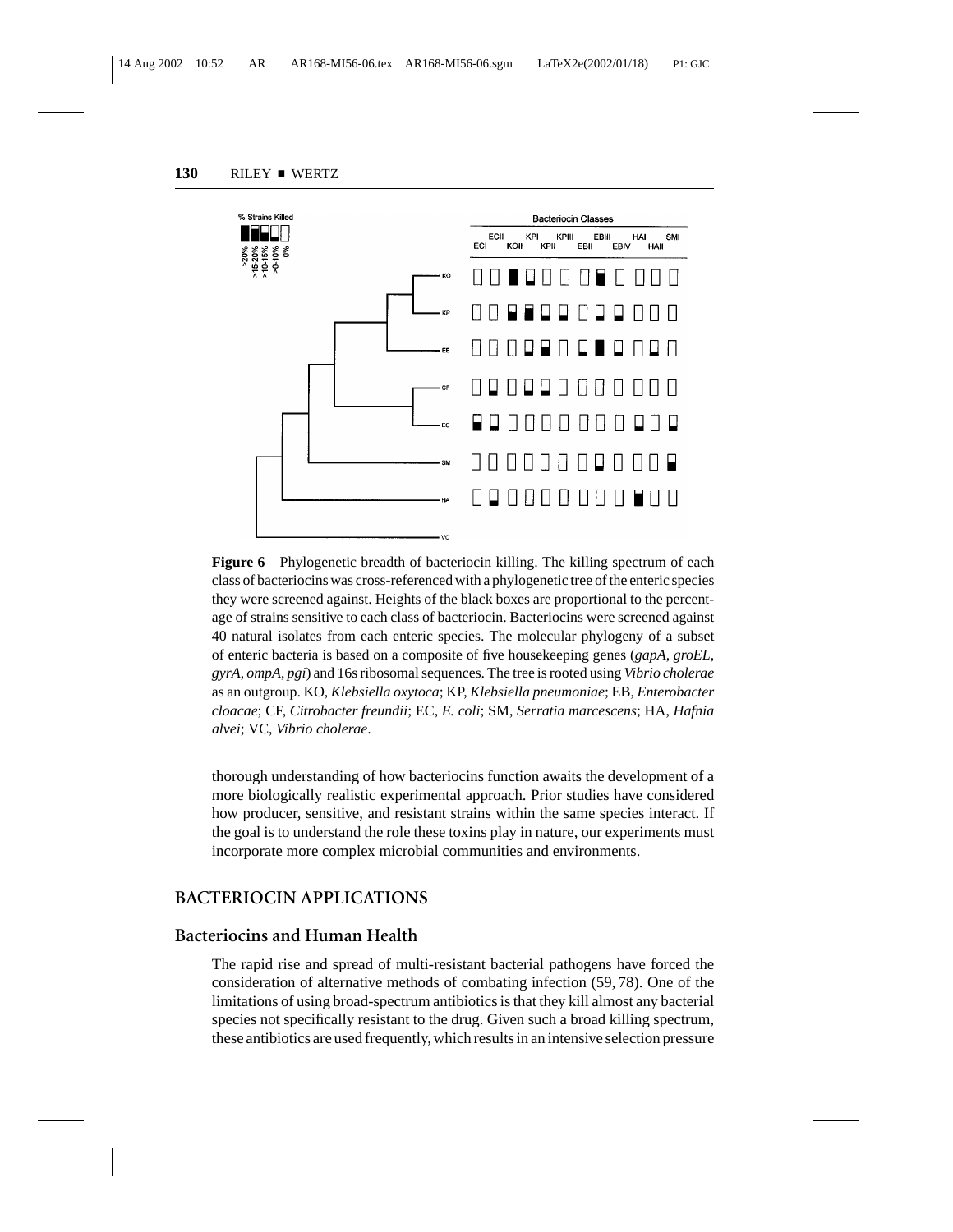**Figure 6** Phylogenetic breadth of bacteriocin killing. The killing spectrum of each class of bacteriocins was cross-referenced with a phylogenetic tree of the enteric species they were screened against. Heights of the black boxes are proportional to the percentage of strains sensitive to each class of bacteriocin. Bacteriocins were screened against 40 natural isolates from each enteric species. The molecular phylogeny of a subset of enteric bacteria is based on a composite of five housekeeping genes (*gapA*, *groEL*, *gyrA*, *ompA*, *pgi*) and 16s ribosomal sequences. The tree is rooted using *Vibrio cholerae* as an outgroup. KO, *Klebsiella oxytoca*; KP, *Klebsiella pneumoniae*; EB, *Enterobacter cloacae*; CF, *Citrobacter freundii*; EC, *E. coli*; SM, *Serratia marcescens*; HA, *Hafnia alvei*; VC, *Vibrio cholerae*.

thorough understanding of how bacteriocins function awaits the development of a more biologically realistic experimental approach. Prior studies have considered how producer, sensitive, and resistant strains within the same species interact. If the goal is to understand the role these toxins play in nature, our experiments must incorporate more complex microbial communities and environments.

## BACTERIOCIN APPLICATIONS

### Bacteriocins and Human Health

The rapid rise and spread of multi-resistant bacterial pathogens have forced the consideration of alternative methods of combating infection (59, 78). One of the limitations of using broad-spectrum antibiotics is that they kill almost any bacterial species not specifically resistant to the drug. Given such a broad killing spectrum, these antibiotics are used frequently, which results in an intensive selection pressure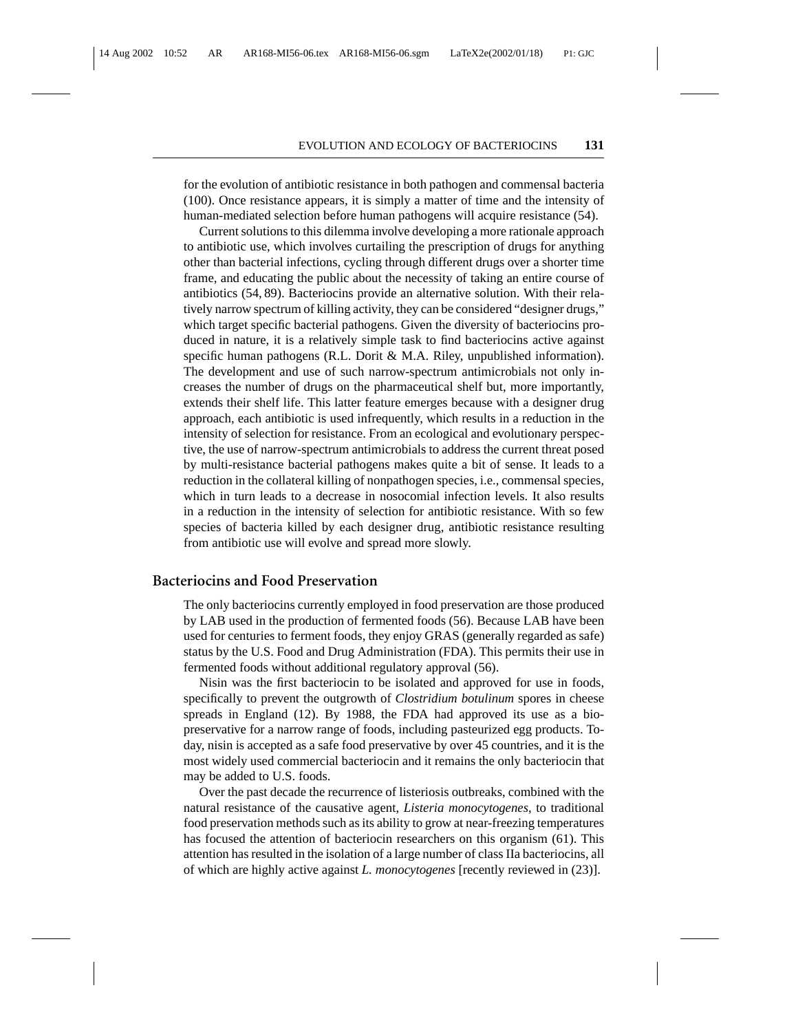for the evolution of antibiotic resistance in both pathogen and commensal bacteria (100). Once resistance appears, it is simply a matter of time and the intensity of human-mediated selection before human pathogens will acquire resistance (54).

Current solutions to this dilemma involve developing a more rationale approach to antibiotic use, which involves curtailing the prescription of drugs for anything other than bacterial infections, cycling through different drugs over a shorter time frame, and educating the public about the necessity of taking an entire course of antibiotics (54, 89). Bacteriocins provide an alternative solution. With their relatively narrow spectrum of killing activity, they can be considered "designer drugs," which target specific bacterial pathogens. Given the diversity of bacteriocins produced in nature, it is a relatively simple task to find bacteriocins active against specific human pathogens (R.L. Dorit & M.A. Riley, unpublished information). The development and use of such narrow-spectrum antimicrobials not only increases the number of drugs on the pharmaceutical shelf but, more importantly, extends their shelf life. This latter feature emerges because with a designer drug approach, each antibiotic is used infrequently, which results in a reduction in the intensity of selection for resistance. From an ecological and evolutionary perspective, the use of narrow-spectrum antimicrobials to address the current threat posed by multi-resistance bacterial pathogens makes quite a bit of sense. It leads to a reduction in the collateral killing of nonpathogen species, i.e., commensal species, which in turn leads to a decrease in nosocomial infection levels. It also results in a reduction in the intensity of selection for antibiotic resistance. With so few species of bacteria killed by each designer drug, antibiotic resistance resulting from antibiotic use will evolve and spread more slowly.

## Bacteriocins and Food Preservation

The only bacteriocins currently employed in food preservation are those produced by LAB used in the production of fermented foods (56). Because LAB have been used for centuries to ferment foods, they enjoy GRAS (generally regarded as safe) status by the U.S. Food and Drug Administration (FDA). This permits their use in fermented foods without additional regulatory approval (56).

Nisin was the first bacteriocin to be isolated and approved for use in foods, specifically to prevent the outgrowth of *Clostridium botulinum* spores in cheese spreads in England (12). By 1988, the FDA had approved its use as a biopreservative for a narrow range of foods, including pasteurized egg products. Today, nisin is accepted as a safe food preservative by over 45 countries, and it is the most widely used commercial bacteriocin and it remains the only bacteriocin that may be added to U.S. foods.

Over the past decade the recurrence of listeriosis outbreaks, combined with the natural resistance of the causative agent, *Listeria monocytogenes*, to traditional food preservation methods such as its ability to grow at near-freezing temperatures has focused the attention of bacteriocin researchers on this organism (61). This attention has resulted in the isolation of a large number of class IIa bacteriocins, all of which are highly active against *L. monocytogenes* [recently reviewed in (23)].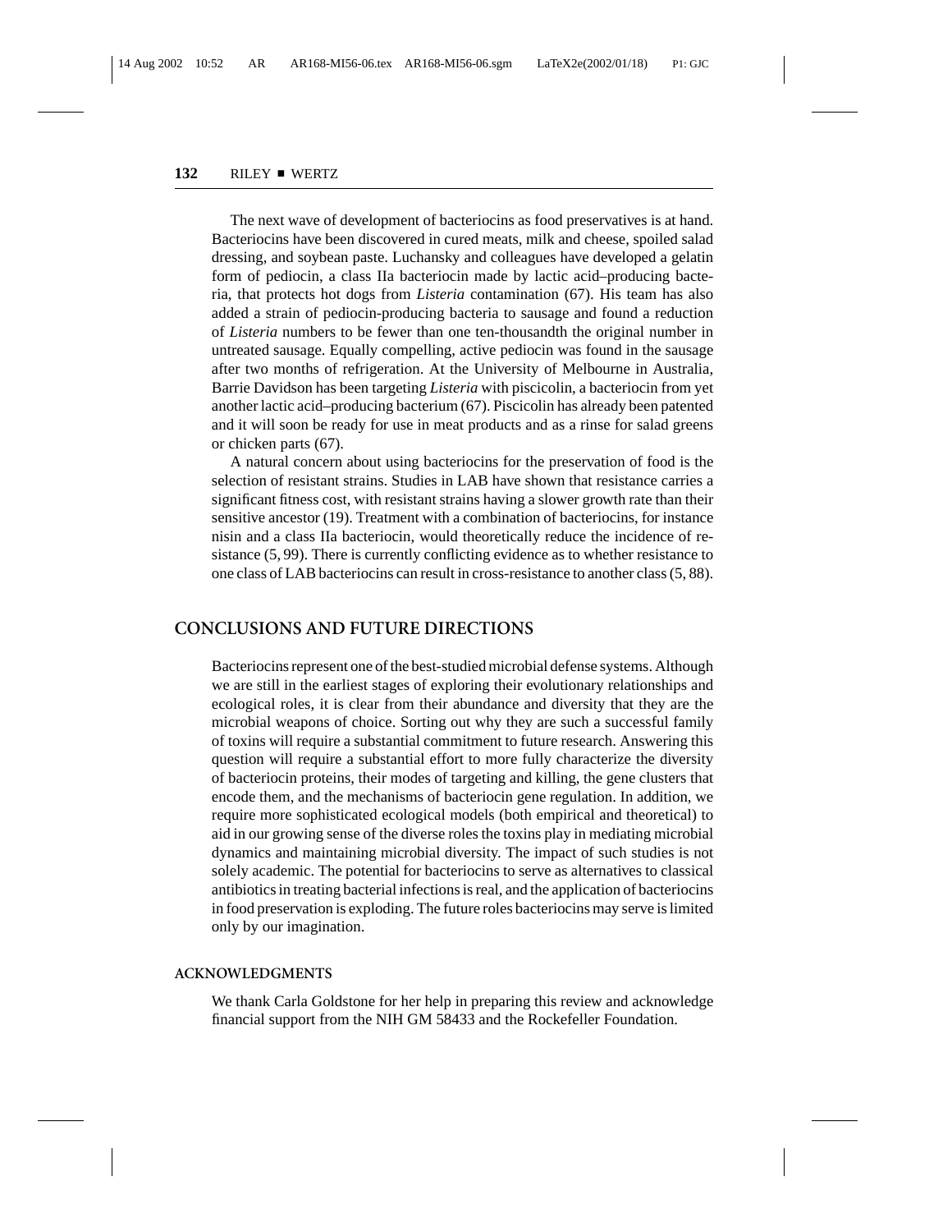The next wave of development of bacteriocins as food preservatives is at hand. Bacteriocins have been discovered in cured meats, milk and cheese, spoiled salad dressing, and soybean paste. Luchansky and colleagues have developed a gelatin form of pediocin, a class IIa bacteriocin made by lactic acid–producing bacteria, that protects hot dogs from *Listeria* contamination (67). His team has also added a strain of pediocin-producing bacteria to sausage and found a reduction of *Listeria* numbers to be fewer than one ten-thousandth the original number in untreated sausage. Equally compelling, active pediocin was found in the sausage after two months of refrigeration. At the University of Melbourne in Australia, Barrie Davidson has been targeting *Listeria* with piscicolin, a bacteriocin from yet another lactic acid–producing bacterium (67). Piscicolin has already been patented and it will soon be ready for use in meat products and as a rinse for salad greens or chicken parts (67).

A natural concern about using bacteriocins for the preservation of food is the selection of resistant strains. Studies in LAB have shown that resistance carries a significant fitness cost, with resistant strains having a slower growth rate than their sensitive ancestor (19). Treatment with a combination of bacteriocins, for instance nisin and a class IIa bacteriocin, would theoretically reduce the incidence of resistance (5, 99). There is currently conflicting evidence as to whether resistance to one class of LAB bacteriocins can result in cross-resistance to another class (5, 88).

## CONCLUSIONS AND FUTURE DIRECTIONS

Bacteriocins represent one of the best-studied microbial defense systems. Although we are still in the earliest stages of exploring their evolutionary relationships and ecological roles, it is clear from their abundance and diversity that they are the microbial weapons of choice. Sorting out why they are such a successful family of toxins will require a substantial commitment to future research. Answering this question will require a substantial effort to more fully characterize the diversity of bacteriocin proteins, their modes of targeting and killing, the gene clusters that encode them, and the mechanisms of bacteriocin gene regulation. In addition, we require more sophisticated ecological models (both empirical and theoretical) to aid in our growing sense of the diverse roles the toxins play in mediating microbial dynamics and maintaining microbial diversity. The impact of such studies is not solely academic. The potential for bacteriocins to serve as alternatives to classical antibiotics in treating bacterial infections is real, and the application of bacteriocins in food preservation is exploding. The future roles bacteriocins may serve is limited only by our imagination.

### ACKNOWLEDGMENTS

We thank Carla Goldstone for her help in preparing this review and acknowledge financial support from the NIH GM 58433 and the Rockefeller Foundation.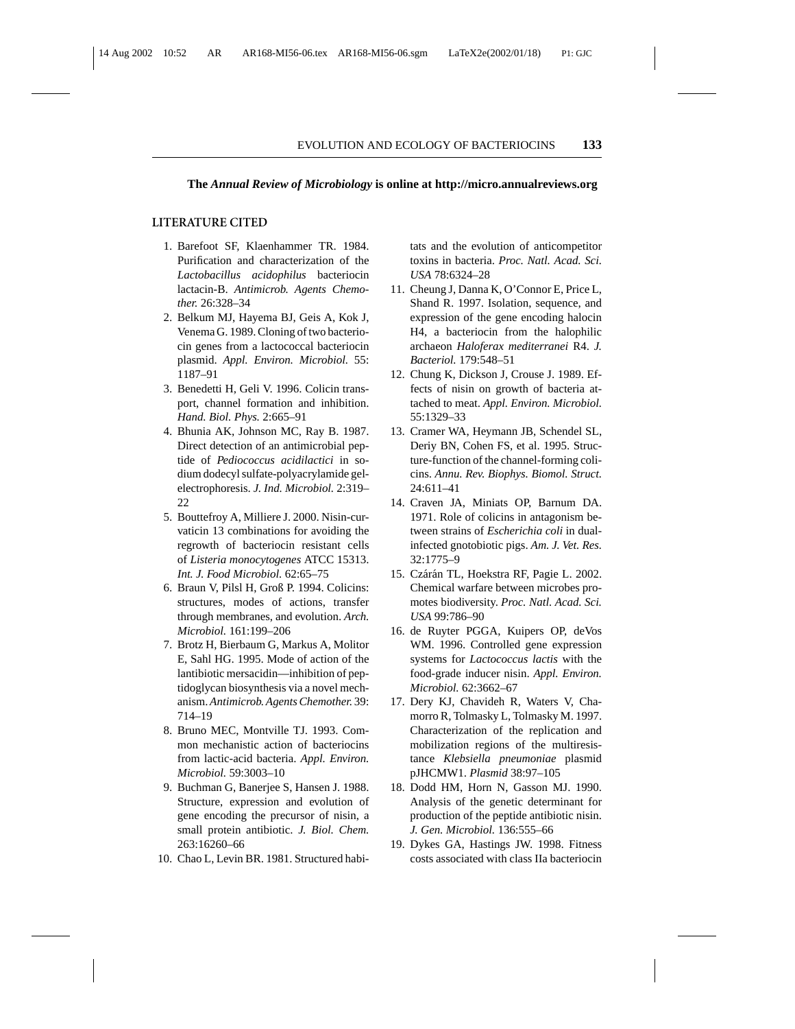**The *Annual Review of Microbiology* is online at http://micro.annualreviews.org**

## LITERATURE CITED

1. Barefoot SF, Klaenhammer TR. 1984. Purification and characterization of the *Lactobacillus acidophilus* bacteriocin lactacin-B. *Antimicrob. Agents Chemother.* 26:328–34
2. Belkum MJ, Hayema BJ, Geis A, Kok J, Venema G. 1989. Cloning of two bacteriocin genes from a lactococcal bacteriocin plasmid. *Appl. Environ. Microbiol.* 55: 1187–91
3. Benedetti H, Geli V. 1996. Colicin transport, channel formation and inhibition. *Hand. Biol. Phys.* 2:665–91
4. Bhunia AK, Johnson MC, Ray B. 1987. Direct detection of an antimicrobial peptide of *Pediococcus acidilactici* in sodium dodecyl sulfate-polyacrylamide gel-electrophoresis. *J. Ind. Microbiol.* 2:319–22
5. Bouttefroy A, Milliere J. 2000. Nisin-curvaticin 13 combinations for avoiding the regrowth of bacteriocin resistant cells of *Listeria monocytogenes* ATCC 15313. *Int. J. Food Microbiol.* 62:65–75
6. Braun V, Pilsl H, Groß P. 1994. Colicins: structures, modes of actions, transfer through membranes, and evolution. *Arch. Microbiol.* 161:199–206
7. Brotz H, Bierbaum G, Markus A, Molitor E, Sahl HG. 1995. Mode of action of the lantibiotic mersacidin—inhibition of peptidoglycan biosynthesis via a novel mechanism. *Antimicrob. Agents Chemother.* 39: 714–19
8. Bruno MEC, Montville TJ. 1993. Common mechanistic action of bacteriocins from lactic-acid bacteria. *Appl. Environ. Microbiol.* 59:3003–10
9. Buchman G, Banerjee S, Hansen J. 1988. Structure, expression and evolution of gene encoding the precursor of nisin, a small protein antibiotic. *J. Biol. Chem.* 263:16260–66
10. Chao L, Levin BR. 1981. Structured habitats and the evolution of anticompetitor toxins in bacteria. *Proc. Natl. Acad. Sci. USA* 78:6324–28
11. Cheung J, Danna K, O'Connor E, Price L, Shand R. 1997. Isolation, sequence, and expression of the gene encoding halocin H4, a bacteriocin from the halophilic archaeon *Haloferax mediterranei* R4. *J. Bacteriol.* 179:548–51
12. Chung K, Dickson J, Crouse J. 1989. Effects of nisin on growth of bacteria attached to meat. *Appl. Environ. Microbiol.* 55:1329–33
13. Cramer WA, Heymann JB, Schendel SL, Deriy BN, Cohen FS, et al. 1995. Structure-function of the channel-forming colicins. *Annu. Rev. Biophys. Biomol. Struct.* 24:611–41
14. Craven JA, Miniats OP, Barnum DA. 1971. Role of colicins in antagonism between strains of *Escherichia coli* in dual-infected gnotobiotic pigs. *Am. J. Vet. Res.* 32:1775–9
15. Czárán TL, Hoekstra RF, Pagie L. 2002. Chemical warfare between microbes promotes biodiversity. *Proc. Natl. Acad. Sci. USA* 99:786–90
16. de Ruyter PGGA, Kuipers OP, deVos WM. 1996. Controlled gene expression systems for *Lactococcus lactis* with the food-grade inducer nisin. *Appl. Environ. Microbiol.* 62:3662–67
17. Dery KJ, Chavideh R, Waters V, Chamorro R, Tolmasky L, Tolmasky M. 1997. Characterization of the replication and mobilization regions of the multiresistance *Klebsiella pneumoniae* plasmid pJHCMW1. *Plasmid* 38:97–105
18. Dodd HM, Horn N, Gasson MJ. 1990. Analysis of the genetic determinant for production of the peptide antibiotic nisin. *J. Gen. Microbiol.* 136:555–66
19. Dykes GA, Hastings JW. 1998. Fitness costs associated with class IIa bacteriocin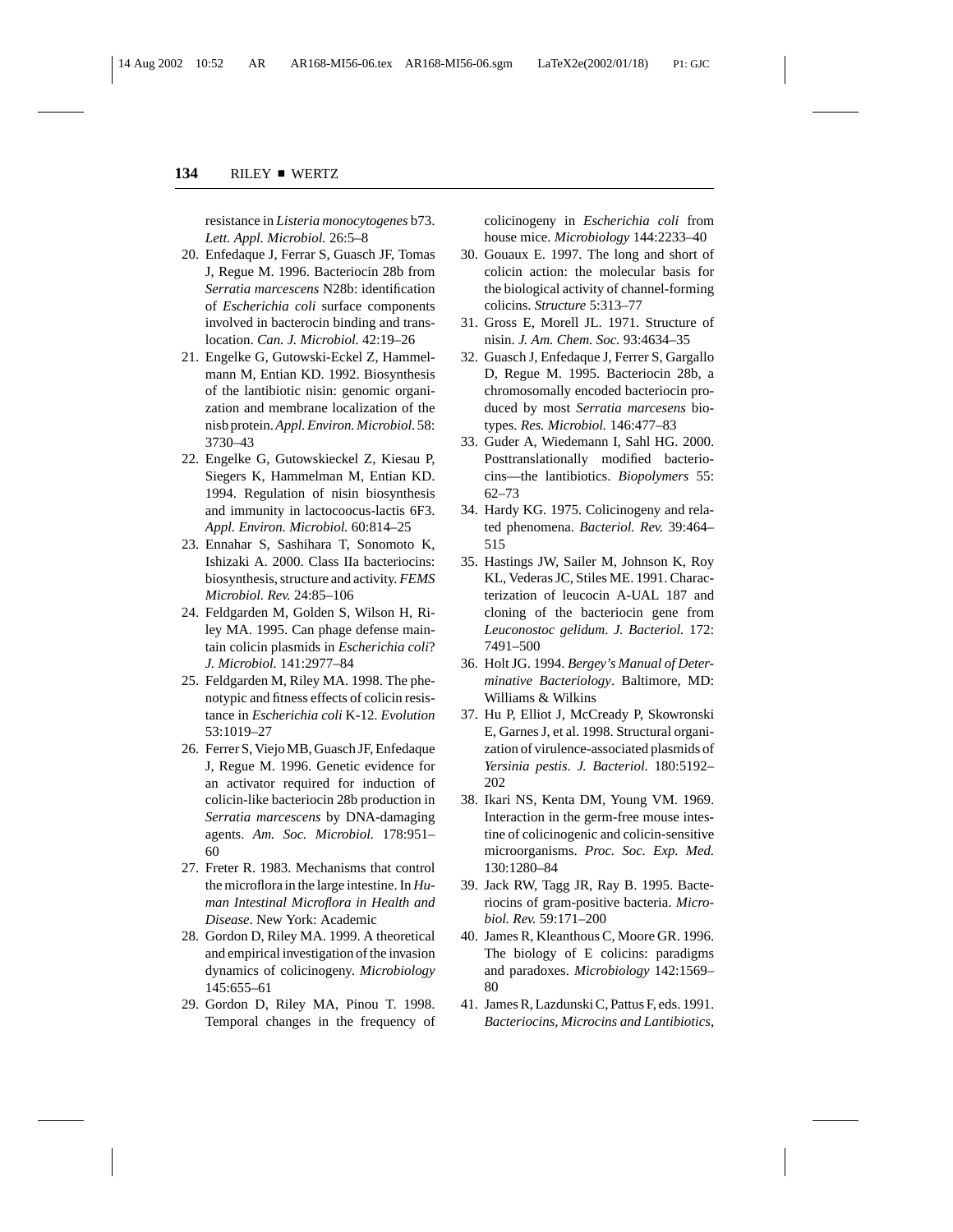resistance in *Listeria monocytogenes* b73. *Lett. Appl. Microbiol.* 26:5–8

20. Enfedaque J, Ferrar S, Guasch JF, Tomas J, Regue M. 1996. Bacteriocin 28b from *Serratia marcescens* N28b: identification of *Escherichia coli* surface components involved in bacterocin binding and translocation. *Can. J. Microbiol.* 42:19–26
21. Engelke G, Gutowski-Eckel Z, Hammelmann M, Entian KD. 1992. Biosynthesis of the lantibiotic nisin: genomic organization and membrane localization of the nisb protein. *Appl. Environ. Microbiol.* 58: 3730–43
22. Engelke G, Gutowskieckel Z, Kiesau P, Siegers K, Hammelman M, Entian KD. 1994. Regulation of nisin biosynthesis and immunity in lactocoocus-lactis 6F3. *Appl. Environ. Microbiol.* 60:814–25
23. Ennahar S, Sashihara T, Sonomoto K, Ishizaki A. 2000. Class IIa bacteriocins: biosynthesis, structure and activity. *FEMS Microbiol. Rev.* 24:85–106
24. Feldgarden M, Golden S, Wilson H, Riley MA. 1995. Can phage defense maintain colicin plasmids in *Escherichia coli*? *J. Microbiol.* 141:2977–84
25. Feldgarden M, Riley MA. 1998. The phenotypic and fitness effects of colicin resistance in *Escherichia coli* K-12. *Evolution* 53:1019–27
26. Ferrer S, Viejo MB, Guasch JF, Enfedaque J, Regue M. 1996. Genetic evidence for an activator required for induction of colicin-like bacteriocin 28b production in *Serratia marcescens* by DNA-damaging agents. *Am. Soc. Microbiol.* 178:951–60
27. Freter R. 1983. Mechanisms that control the microflora in the large intestine. In *Human Intestinal Microflora in Health and Disease*. New York: Academic
28. Gordon D, Riley MA. 1999. A theoretical and empirical investigation of the invasion dynamics of colicinogeny. *Microbiology* 145:655–61
29. Gordon D, Riley MA, Pinou T. 1998. Temporal changes in the frequency of colicinogeny in *Escherichia coli* from house mice. *Microbiology* 144:2233–40
30. Gouaux E. 1997. The long and short of colicin action: the molecular basis for the biological activity of channel-forming colicins. *Structure* 5:313–77
31. Gross E, Morell JL. 1971. Structure of nisin. *J. Am. Chem. Soc.* 93:4634–35
32. Guasch J, Enfedaque J, Ferrer S, Gargallo D, Regue M. 1995. Bacteriocin 28b, a chromosomally encoded bacteriocin produced by most *Serratia marcesens* biotypes. *Res. Microbiol.* 146:477–83
33. Guder A, Wiedemann I, Sahl HG. 2000. Posttranslationally modified bacteriocins—the lantibiotics. *Biopolymers* 55: 62–73
34. Hardy KG. 1975. Colicinogeny and related phenomena. *Bacteriol. Rev.* 39:464–515
35. Hastings JW, Sailer M, Johnson K, Roy KL, Vederas JC, Stiles ME. 1991. Characterization of leucocin A-UAL 187 and cloning of the bacteriocin gene from *Leuconostoc gelidum*. *J. Bacteriol.* 172: 7491–500
36. Holt JG. 1994. *Bergey's Manual of Determinative Bacteriology*. Baltimore, MD: Williams & Wilkins
37. Hu P, Elliot J, McCready P, Skowronski E, Garnes J, et al. 1998. Structural organization of virulence-associated plasmids of *Yersinia pestis*. *J. Bacteriol.* 180:5192–202
38. Ikari NS, Kenta DM, Young VM. 1969. Interaction in the germ-free mouse intestine of colicinogenic and colicin-sensitive microorganisms. *Proc. Soc. Exp. Med.* 130:1280–84
39. Jack RW, Tagg JR, Ray B. 1995. Bacteriocins of gram-positive bacteria. *Microbiol. Rev.* 59:171–200
40. James R, Kleanthous C, Moore GR. 1996. The biology of E colicins: paradigms and paradoxes. *Microbiology* 142:1569–80
41. James R, Lazdunski C, Pattus F, eds. 1991. *Bacteriocins, Microcins and Lantibiotics*,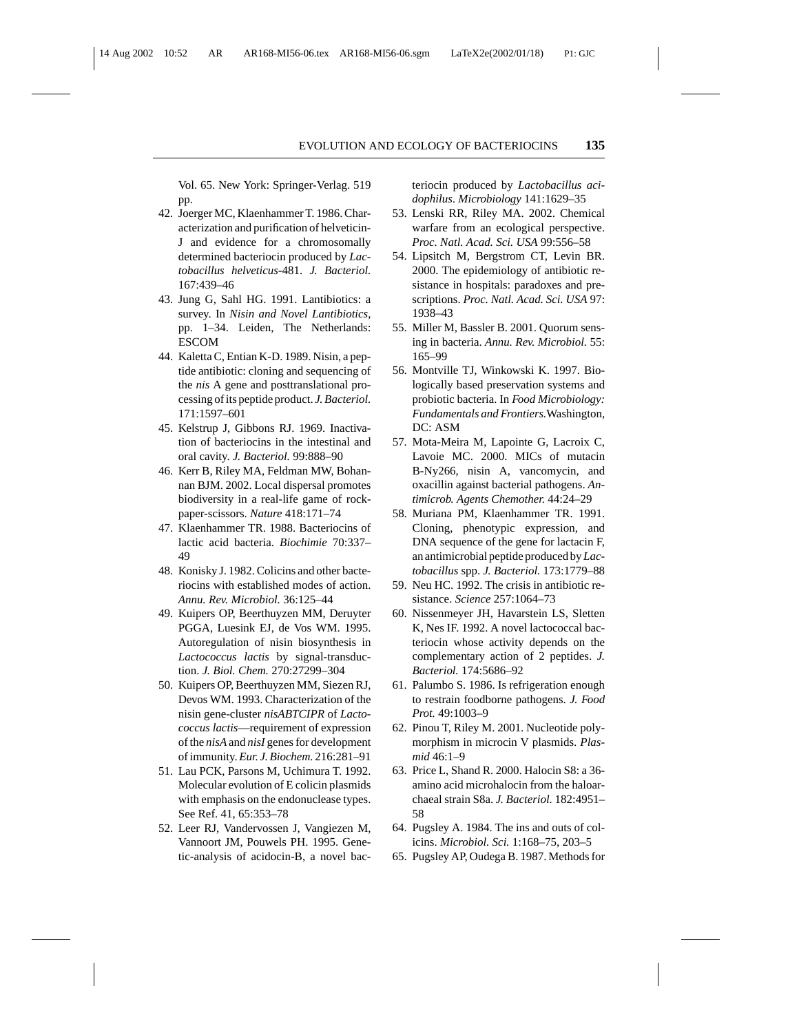Vol. 65. New York: Springer-Verlag. 519 pp.

42. Joerger MC, Klaenhammer T. 1986. Characterization and purification of helveticin-J and evidence for a chromosomally determined bacteriocin produced by *Lactobacillus helveticus*-481. *J. Bacteriol.* 167:439–46
43. Jung G, Sahl HG. 1991. Lantibiotics: a survey. In *Nisin and Novel Lantibiotics*, pp. 1–34. Leiden, The Netherlands: ESCOM
44. Kaletta C, Entian K-D. 1989. Nisin, a peptide antibiotic: cloning and sequencing of the *nis* A gene and posttranslational processing of its peptide product. *J. Bacteriol.* 171:1597–601
45. Kelstrup J, Gibbons RJ. 1969. Inactivation of bacteriocins in the intestinal and oral cavity. *J. Bacteriol.* 99:888–90
46. Kerr B, Riley MA, Feldman MW, Bohannan BJM. 2002. Local dispersal promotes biodiversity in a real-life game of rock-paper-scissors. *Nature* 418:171–74
47. Klaenhammer TR. 1988. Bacteriocins of lactic acid bacteria. *Biochimie* 70:337–49
48. Konisky J. 1982. Colicins and other bacteriocins with established modes of action. *Annu. Rev. Microbiol.* 36:125–44
49. Kuipers OP, Beerthuyzen MM, Deruyter PGGA, Luesink EJ, de Vos WM. 1995. Autoregulation of nisin biosynthesis in *Lactococcus lactis* by signal-transduction. *J. Biol. Chem.* 270:27299–304
50. Kuipers OP, Beerthuyzen MM, Siezen RJ, Devos WM. 1993. Characterization of the nisin gene-cluster *nisABTCIPR* of *Lactococcus lactis*—requirement of expression of the *nisA* and *nisI* genes for development of immunity. *Eur. J. Biochem.* 216:281–91
51. Lau PCK, Parsons M, Uchimura T. 1992. Molecular evolution of E colicin plasmids with emphasis on the endonuclease types. See Ref. 41, 65:353–78
52. Leer RJ, Vandervossen J, Vangiezen M, Vannoort JM, Pouwels PH. 1995. Genetic-analysis of acidocin-B, a novel bacteriocin produced by *Lactobacillus acidophilus*. *Microbiology* 141:1629–35
53. Lenski RR, Riley MA. 2002. Chemical warfare from an ecological perspective. *Proc. Natl. Acad. Sci. USA* 99:556–58
54. Lipsitch M, Bergstrom CT, Levin BR. 2000. The epidemiology of antibiotic resistance in hospitals: paradoxes and prescriptions. *Proc. Natl. Acad. Sci. USA* 97:1938–43
55. Miller M, Bassler B. 2001. Quorum sensing in bacteria. *Annu. Rev. Microbiol.* 55:165–99
56. Montville TJ, Winkowski K. 1997. Biologically based preservation systems and probiotic bacteria. In *Food Microbiology: Fundamentals and Frontiers.* Washington, DC: ASM
57. Mota-Meira M, Lapointe G, Lacroix C, Lavoie MC. 2000. MICs of mutacin B-Ny266, nisin A, vancomycin, and oxacillin against bacterial pathogens. *Antimicrob. Agents Chemother.* 44:24–29
58. Muriana PM, Klaenhammer TR. 1991. Cloning, phenotypic expression, and DNA sequence of the gene for lactacin F, an antimicrobial peptide produced by *Lactobacillus* spp. *J. Bacteriol.* 173:1779–88
59. Neu HC. 1992. The crisis in antibiotic resistance. *Science* 257:1064–73
60. Nissenmeyer JH, Havarstein LS, Sletten K, Nes IF. 1992. A novel lactococcal bacteriocin whose activity depends on the complementary action of 2 peptides. *J. Bacteriol.* 174:5686–92
61. Palumbo S. 1986. Is refrigeration enough to restrain foodborne pathogens. *J. Food Prot.* 49:1003–9
62. Pinou T, Riley M. 2001. Nucleotide polymorphism in microcin V plasmids. *Plasmid* 46:1–9
63. Price L, Shand R. 2000. Halocin S8: a 36-amino acid microhalocin from the haloarchaeal strain S8a. *J. Bacteriol.* 182:4951–58
64. Pugsley A. 1984. The ins and outs of colicins. *Microbiol. Sci.* 1:168–75, 203–5
65. Pugsley AP, Oudega B. 1987. Methods for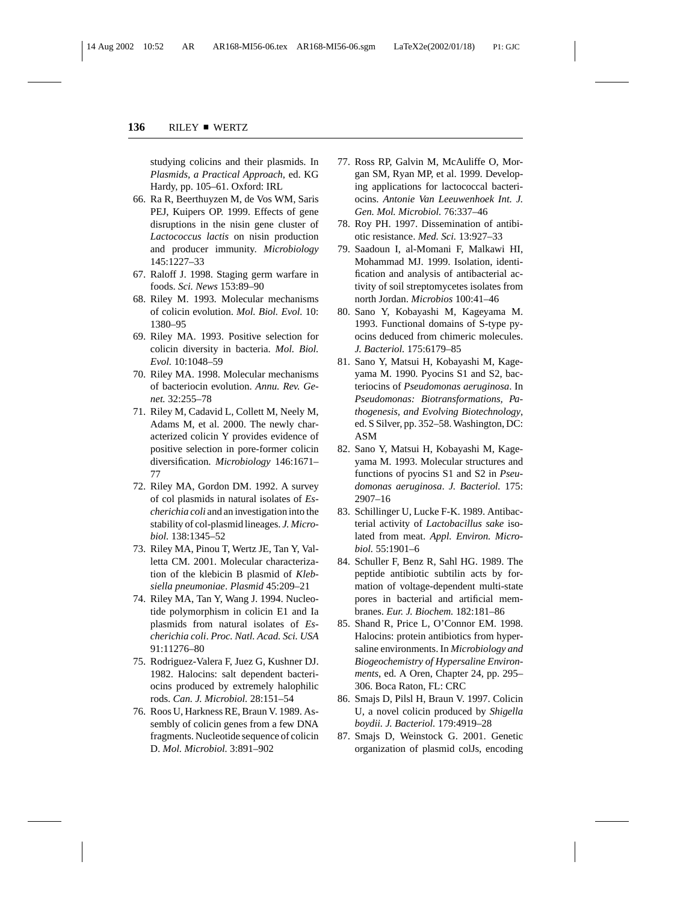studying colicins and their plasmids. In *Plasmids, a Practical Approach*, ed. KG Hardy, pp. 105–61. Oxford: IRL

66. Ra R, Beerthuyzen M, de Vos WM, Saris PEJ, Kuipers OP. 1999. Effects of gene disruptions in the nisin gene cluster of *Lactococcus lactis* on nisin production and producer immunity. *Microbiology* 145:1227–33
67. Raloff J. 1998. Staging germ warfare in foods. *Sci. News* 153:89–90
68. Riley M. 1993. Molecular mechanisms of colicin evolution. *Mol. Biol. Evol.* 10: 1380–95
69. Riley MA. 1993. Positive selection for colicin diversity in bacteria. *Mol. Biol. Evol.* 10:1048–59
70. Riley MA. 1998. Molecular mechanisms of bacteriocin evolution. *Annu. Rev. Genet.* 32:255–78
71. Riley M, Cadavid L, Collett M, Neely M, Adams M, et al. 2000. The newly characterized colicin Y provides evidence of positive selection in pore-former colicin diversification. *Microbiology* 146:1671–77
72. Riley MA, Gordon DM. 1992. A survey of col plasmids in natural isolates of *Escherichia coli* and an investigation into the stability of col-plasmid lineages. *J. Microbiol.* 138:1345–52
73. Riley MA, Pinou T, Wertz JE, Tan Y, Valletta CM. 2001. Molecular characterization of the klebicin B plasmid of *Klebsiella pneumoniae*. *Plasmid* 45:209–21
74. Riley MA, Tan Y, Wang J. 1994. Nucleotide polymorphism in colicin E1 and Ia plasmids from natural isolates of *Escherichia coli*. *Proc. Natl. Acad. Sci. USA* 91:11276–80
75. Rodriguez-Valera F, Juez G, Kushner DJ. 1982. Halocins: salt dependent bacteriocins produced by extremely halophilic rods. *Can. J. Microbiol.* 28:151–54
76. Roos U, Harkness RE, Braun V. 1989. Assembly of colicin genes from a few DNA fragments. Nucleotide sequence of colicin D. *Mol. Microbiol.* 3:891–902
77. Ross RP, Galvin M, McAuliffe O, Morgan SM, Ryan MP, et al. 1999. Developing applications for lactococcal bacteriocins. *Antonie Van Leeuwenhoek Int. J. Gen. Mol. Microbiol.* 76:337–46
78. Roy PH. 1997. Dissemination of antibiotic resistance. *Med. Sci.* 13:927–33
79. Saadoun I, al-Momani F, Malkawi HI, Mohammad MJ. 1999. Isolation, identification and analysis of antibacterial activity of soil streptomycetes isolates from north Jordan. *Microbios* 100:41–46
80. Sano Y, Kobayashi M, Kageyama M. 1993. Functional domains of S-type pyocins deduced from chimeric molecules. *J. Bacteriol.* 175:6179–85
81. Sano Y, Matsui H, Kobayashi M, Kageyama M. 1990. Pyocins S1 and S2, bacteriocins of *Pseudomonas aeruginosa*. In *Pseudomonas: Biotransformations, Pathogenesis, and Evolving Biotechnology*, ed. S Silver, pp. 352–58. Washington, DC: ASM
82. Sano Y, Matsui H, Kobayashi M, Kageyama M. 1993. Molecular structures and functions of pyocins S1 and S2 in *Pseudomonas aeruginosa*. *J. Bacteriol.* 175: 2907–16
83. Schillinger U, Lucke F-K. 1989. Antibacterial activity of *Lactobacillus sake* isolated from meat. *Appl. Environ. Microbiol.* 55:1901–6
84. Schuller F, Benz R, Sahl HG. 1989. The peptide antibiotic subtilin acts by formation of voltage-dependent multi-state pores in bacterial and artificial membranes. *Eur. J. Biochem.* 182:181–86
85. Shand R, Price L, O'Connor EM. 1998. Halocins: protein antibiotics from hypersaline environments. In *Microbiology and Biogeochemistry of Hypersaline Environments*, ed. A Oren, Chapter 24, pp. 295–306. Boca Raton, FL: CRC
86. Smajs D, Pilsl H, Braun V. 1997. Colicin U, a novel colicin produced by *Shigella boydii*. *J. Bacteriol.* 179:4919–28
87. Smajs D, Weinstock G. 2001. Genetic organization of plasmid colJs, encoding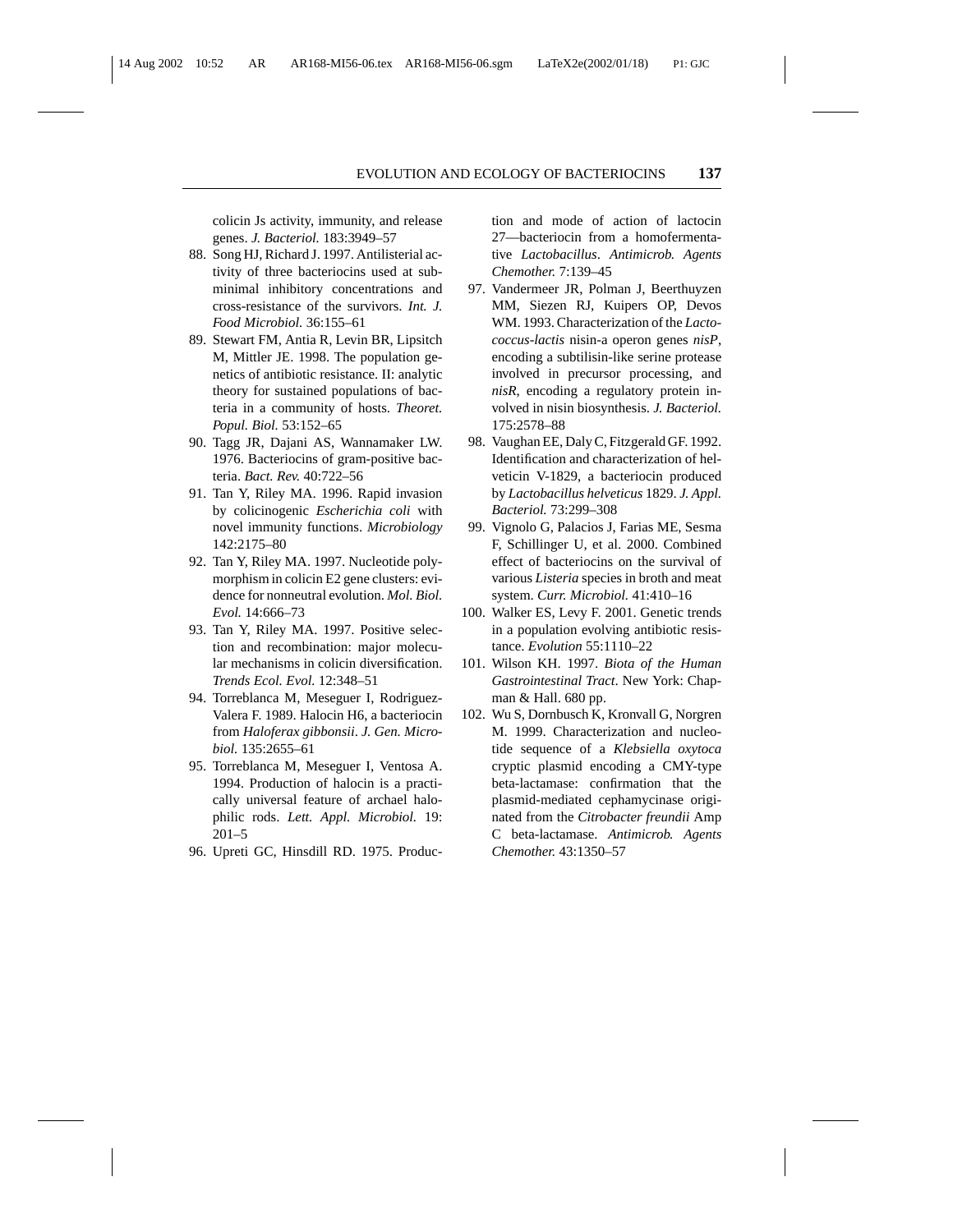colicin Js activity, immunity, and release genes. *J. Bacteriol.* 183:3949–57

88. Song HJ, Richard J. 1997. Antilisterial activity of three bacteriocins used at subminimal inhibitory concentrations and cross-resistance of the survivors. *Int. J. Food Microbiol.* 36:155–61
89. Stewart FM, Antia R, Levin BR, Lipsitch M, Mittler JE. 1998. The population genetics of antibiotic resistance. II: analytic theory for sustained populations of bacteria in a community of hosts. *Theoret. Popul. Biol.* 53:152–65
90. Tagg JR, Dajani AS, Wannamaker LW. 1976. Bacteriocins of gram-positive bacteria. *Bact. Rev.* 40:722–56
91. Tan Y, Riley MA. 1996. Rapid invasion by colicinogenic *Escherichia coli* with novel immunity functions. *Microbiology* 142:2175–80
92. Tan Y, Riley MA. 1997. Nucleotide polymorphism in colicin E2 gene clusters: evidence for nonneutral evolution. *Mol. Biol. Evol.* 14:666–73
93. Tan Y, Riley MA. 1997. Positive selection and recombination: major molecular mechanisms in colicin diversification. *Trends Ecol. Evol.* 12:348–51
94. Torreblanca M, Meseguer I, Rodriguez-Valera F. 1989. Halocin H6, a bacteriocin from *Haloferax gibbonsii*. *J. Gen. Microbiol.* 135:2655–61
95. Torreblanca M, Meseguer I, Ventosa A. 1994. Production of halocin is a practically universal feature of archael halophilic rods. *Lett. Appl. Microbiol.* 19: 201–5
96. Upreti GC, Hinsdill RD. 1975. Production and mode of action of lactocin 27—bacteriocin from a homofermentative *Lactobacillus*. *Antimicrob. Agents Chemother.* 7:139–45
97. Vandermeer JR, Polman J, Beerthuyzen MM, Siezen RJ, Kuipers OP, Devos WM. 1993. Characterization of the *Lactococcus-lactis* nisin-a operon genes *nisP*, encoding a subtilisin-like serine protease involved in precursor processing, and *nisR*, encoding a regulatory protein involved in nisin biosynthesis. *J. Bacteriol.* 175:2578–88
98. Vaughan EE, Daly C, Fitzgerald GF. 1992. Identification and characterization of helveticin V-1829, a bacteriocin produced by *Lactobacillus helveticus* 1829. *J. Appl. Bacteriol.* 73:299–308
99. Vignolo G, Palacios J, Farias ME, Sesma F, Schillinger U, et al. 2000. Combined effect of bacteriocins on the survival of various *Listeria* species in broth and meat system. *Curr. Microbiol.* 41:410–16
100. Walker ES, Levy F. 2001. Genetic trends in a population evolving antibiotic resistance. *Evolution* 55:1110–22
101. Wilson KH. 1997. *Biota of the Human Gastrointestinal Tract*. New York: Chapman & Hall. 680 pp.
102. Wu S, Dornbusch K, Kronvall G, Norgren M. 1999. Characterization and nucleotide sequence of a *Klebsiella oxytoca* cryptic plasmid encoding a CMY-type beta-lactamase: confirmation that the plasmid-mediated cephamycinase originated from the *Citrobacter freundii* Amp C beta-lactamase. *Antimicrob. Agents Chemother.* 43:1350–57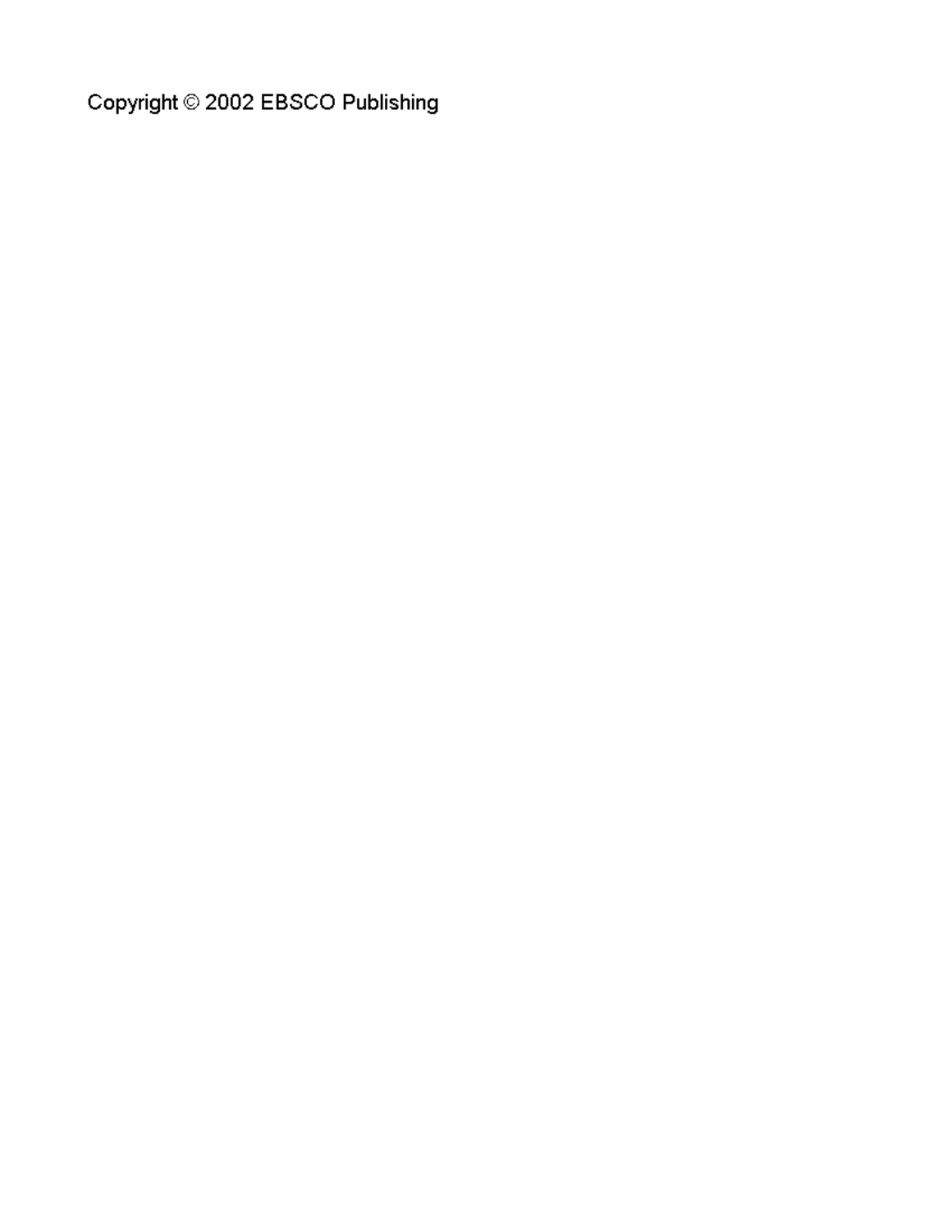Copyright © 2002 EBSCO Publishing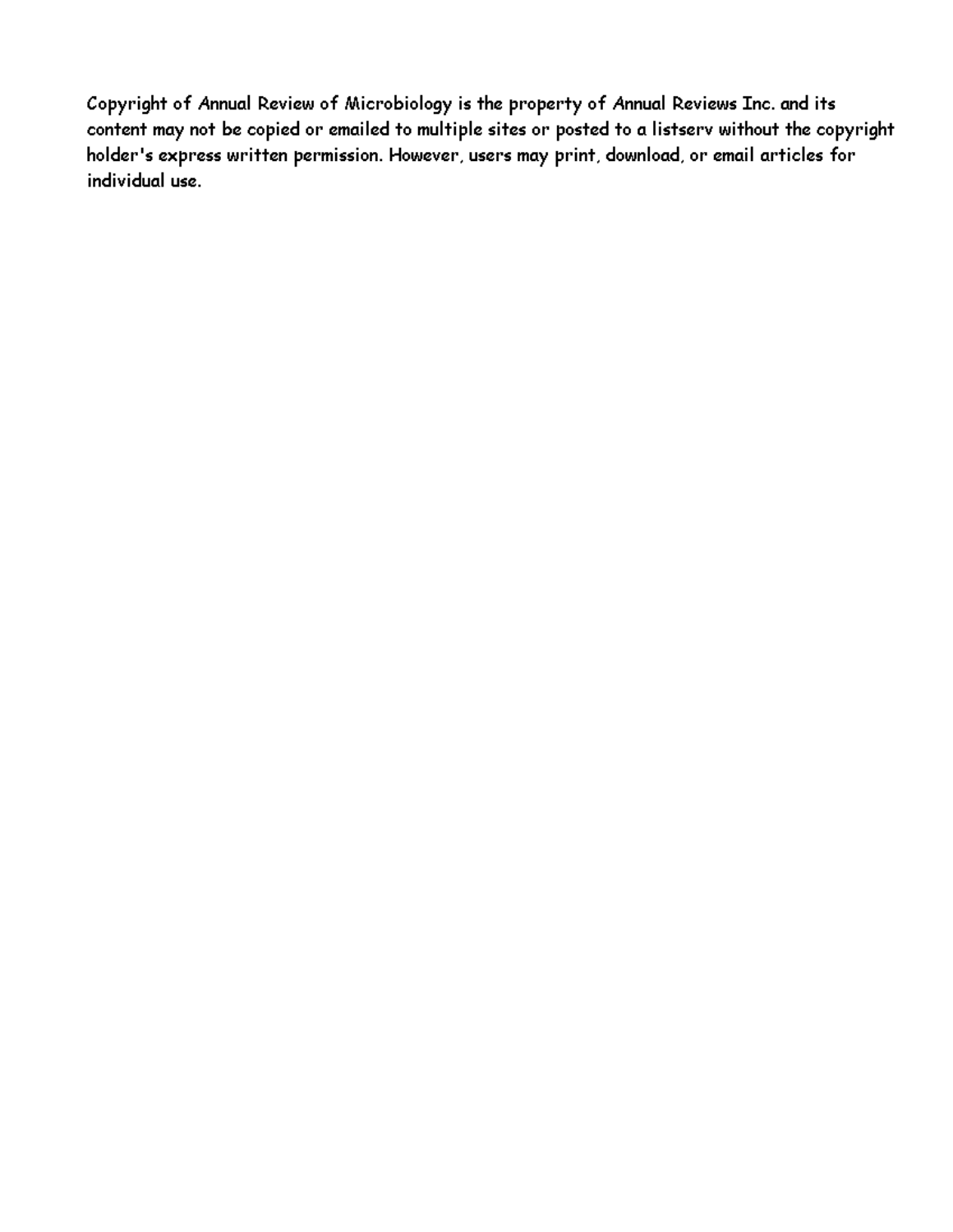Copyright of Annual Review of Microbiology is the property of Annual Reviews Inc. and its content may not be copied or emailed to multiple sites or posted to a listserv without the copyright holder's express written permission. However, users may print, download, or email articles for individual use.